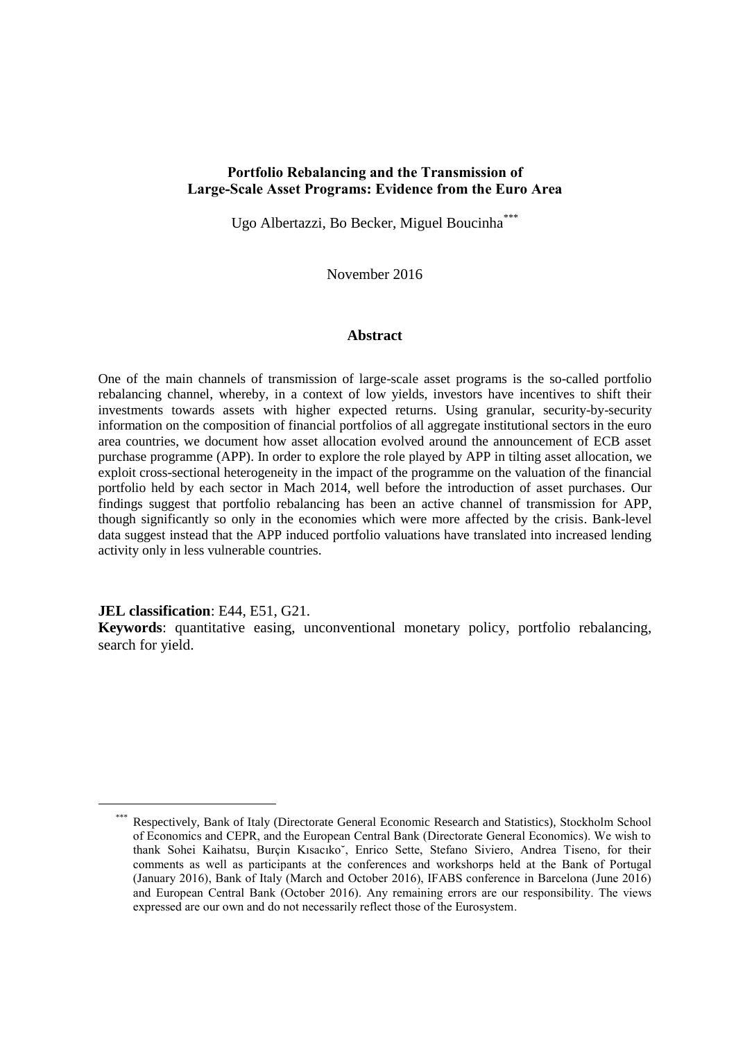# Portfolio Rebalancing and the Transmission of Large-Scale Asset Programs: Evidence from the Euro Area

Ugo Albertazzi, Bo Becker, Miguel Boucinha[***]

November 2016

## Abstract

One of the main channels of transmission of large-scale asset programs is the so-called portfolio rebalancing channel, whereby, in a context of low yields, investors have incentives to shift their investments towards assets with higher expected returns. Using granular, security-by-security information on the composition of financial portfolios of all aggregate institutional sectors in the euro area countries, we document how asset allocation evolved around the announcement of ECB asset purchase programme (APP). In order to explore the role played by APP in tilting asset allocation, we exploit cross-sectional heterogeneity in the impact of the programme on the valuation of the financial portfolio held by each sector in Mach 2014, well before the introduction of asset purchases. Our findings suggest that portfolio rebalancing has been an active channel of transmission for APP, though significantly so only in the economies which were more affected by the crisis. Bank-level data suggest instead that the APP induced portfolio valuations have translated into increased lending activity only in less vulnerable countries.

**JEL classification**: E44, E51, G21.

**Keywords**: quantitative easing, unconventional monetary policy, portfolio rebalancing, search for yield.

[***] Respectively, Bank of Italy (Directorate General Economic Research and Statistics), Stockholm School of Economics and CEPR, and the European Central Bank (Directorate General Economics). We wish to thank Sohei Kaihatsu, Burçin Kısacıkoˇ, Enrico Sette, Stefano Siviero, Andrea Tiseno, for their comments as well as participants at the conferences and workshorps held at the Bank of Portugal (January 2016), Bank of Italy (March and October 2016), IFABS conference in Barcelona (June 2016) and European Central Bank (October 2016). Any remaining errors are our responsibility. The views expressed are our own and do not necessarily reflect those of the Eurosystem.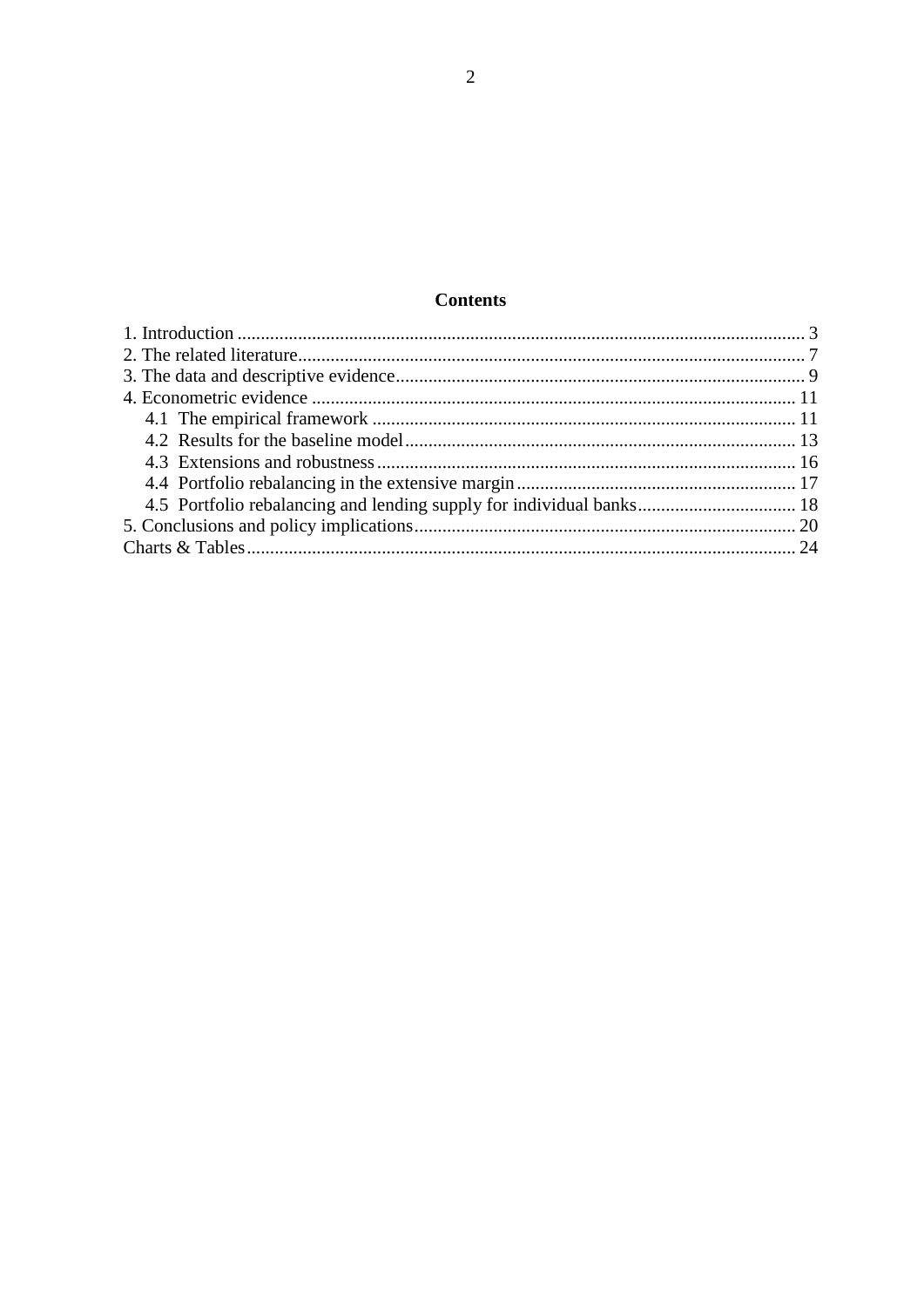## Contents

1. Introduction ........................................................................................................................ 3
2. The related literature........................................................................................................... 7
3. The data and descriptive evidence...................................................................................... 9
4. Econometric evidence ....................................................................................................... 11
   - 4.1 The empirical framework .......................................................................................... 11
   - 4.2 Results for the baseline model................................................................................... 13
   - 4.3 Extensions and robustness......................................................................................... 16
   - 4.4 Portfolio rebalancing in the extensive margin........................................................... 17
   - 4.5 Portfolio rebalancing and lending supply for individual banks.................................. 18
5. Conclusions and policy implications................................................................................. 20

Charts & Tables..................................................................................................................... 24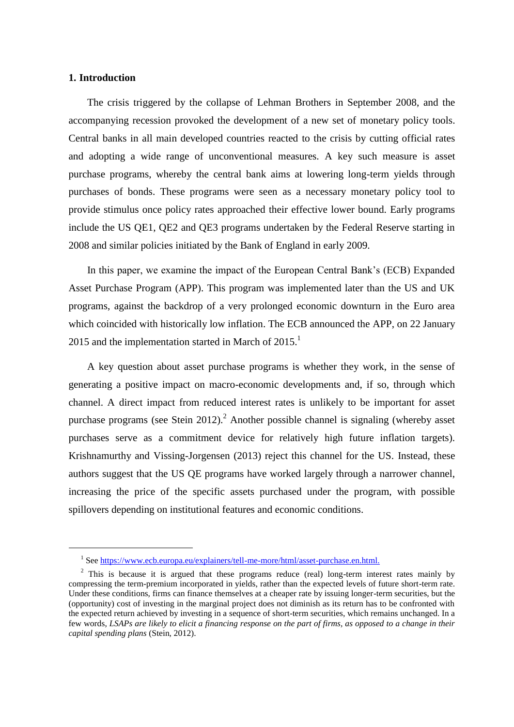## 1. Introduction

The crisis triggered by the collapse of Lehman Brothers in September 2008, and the accompanying recession provoked the development of a new set of monetary policy tools. Central banks in all main developed countries reacted to the crisis by cutting official rates and adopting a wide range of unconventional measures. A key such measure is asset purchase programs, whereby the central bank aims at lowering long-term yields through purchases of bonds. These programs were seen as a necessary monetary policy tool to provide stimulus once policy rates approached their effective lower bound. Early programs include the US QE1, QE2 and QE3 programs undertaken by the Federal Reserve starting in 2008 and similar policies initiated by the Bank of England in early 2009.

In this paper, we examine the impact of the European Central Bank's (ECB) Expanded Asset Purchase Program (APP). This program was implemented later than the US and UK programs, against the backdrop of a very prolonged economic downturn in the Euro area which coincided with historically low inflation. The ECB announced the APP, on 22 January 2015 and the implementation started in March of 2015.[1]

A key question about asset purchase programs is whether they work, in the sense of generating a positive impact on macro-economic developments and, if so, through which channel. A direct impact from reduced interest rates is unlikely to be important for asset purchase programs (see Stein 2012).[2] Another possible channel is signaling (whereby asset purchases serve as a commitment device for relatively high future inflation targets). Krishnamurthy and Vissing-Jorgensen (2013) reject this channel for the US. Instead, these authors suggest that the US QE programs have worked largely through a narrower channel, increasing the price of the specific assets purchased under the program, with possible spillovers depending on institutional features and economic conditions.

---

[1] See https://www.ecb.europa.eu/explainers/tell-me-more/html/asset-purchase.en.html.

[2] This is because it is argued that these programs reduce (real) long-term interest rates mainly by compressing the term-premium incorporated in yields, rather than the expected levels of future short-term rate. Under these conditions, firms can finance themselves at a cheaper rate by issuing longer-term securities, but the (opportunity) cost of investing in the marginal project does not diminish as its return has to be confronted with the expected return achieved by investing in a sequence of short-term securities, which remains unchanged. In a few words, *LSAPs are likely to elicit a financing response on the part of firms, as opposed to a change in their capital spending plans* (Stein, 2012).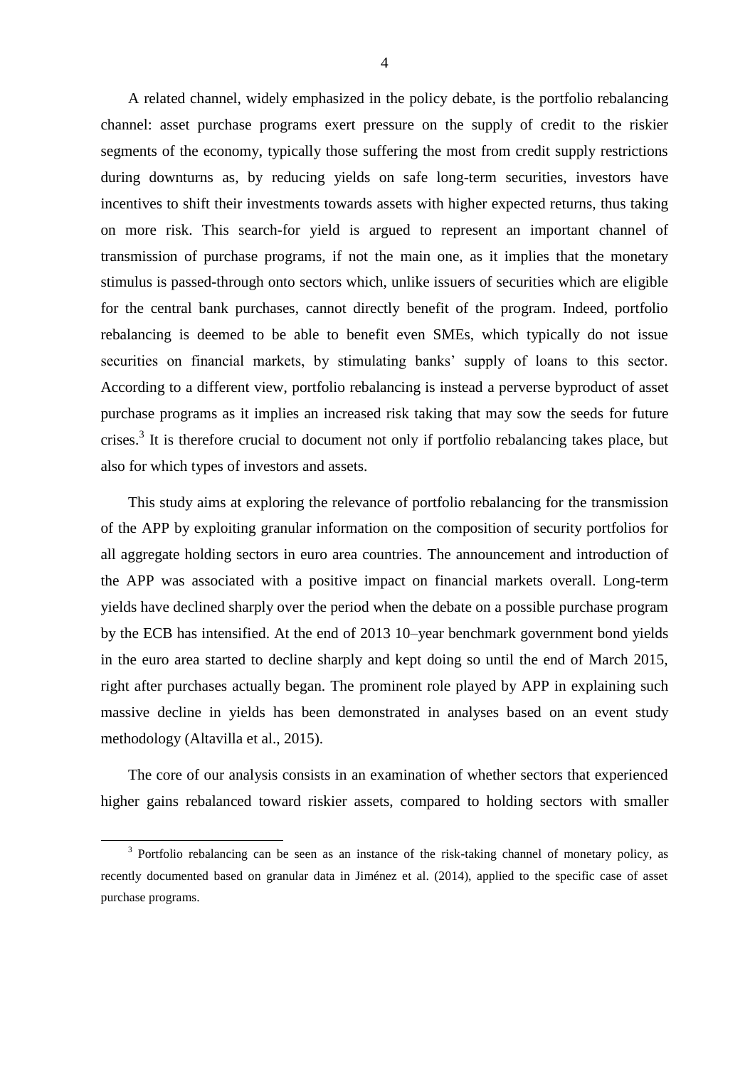A related channel, widely emphasized in the policy debate, is the portfolio rebalancing channel: asset purchase programs exert pressure on the supply of credit to the riskier segments of the economy, typically those suffering the most from credit supply restrictions during downturns as, by reducing yields on safe long-term securities, investors have incentives to shift their investments towards assets with higher expected returns, thus taking on more risk. This search-for yield is argued to represent an important channel of transmission of purchase programs, if not the main one, as it implies that the monetary stimulus is passed-through onto sectors which, unlike issuers of securities which are eligible for the central bank purchases, cannot directly benefit of the program. Indeed, portfolio rebalancing is deemed to be able to benefit even SMEs, which typically do not issue securities on financial markets, by stimulating banks' supply of loans to this sector. According to a different view, portfolio rebalancing is instead a perverse byproduct of asset purchase programs as it implies an increased risk taking that may sow the seeds for future crises.[3] It is therefore crucial to document not only if portfolio rebalancing takes place, but also for which types of investors and assets.

This study aims at exploring the relevance of portfolio rebalancing for the transmission of the APP by exploiting granular information on the composition of security portfolios for all aggregate holding sectors in euro area countries. The announcement and introduction of the APP was associated with a positive impact on financial markets overall. Long-term yields have declined sharply over the period when the debate on a possible purchase program by the ECB has intensified. At the end of 2013 10–year benchmark government bond yields in the euro area started to decline sharply and kept doing so until the end of March 2015, right after purchases actually began. The prominent role played by APP in explaining such massive decline in yields has been demonstrated in analyses based on an event study methodology (Altavilla et al., 2015).

The core of our analysis consists in an examination of whether sectors that experienced higher gains rebalanced toward riskier assets, compared to holding sectors with smaller

[3] Portfolio rebalancing can be seen as an instance of the risk-taking channel of monetary policy, as recently documented based on granular data in Jiménez et al. (2014), applied to the specific case of asset purchase programs.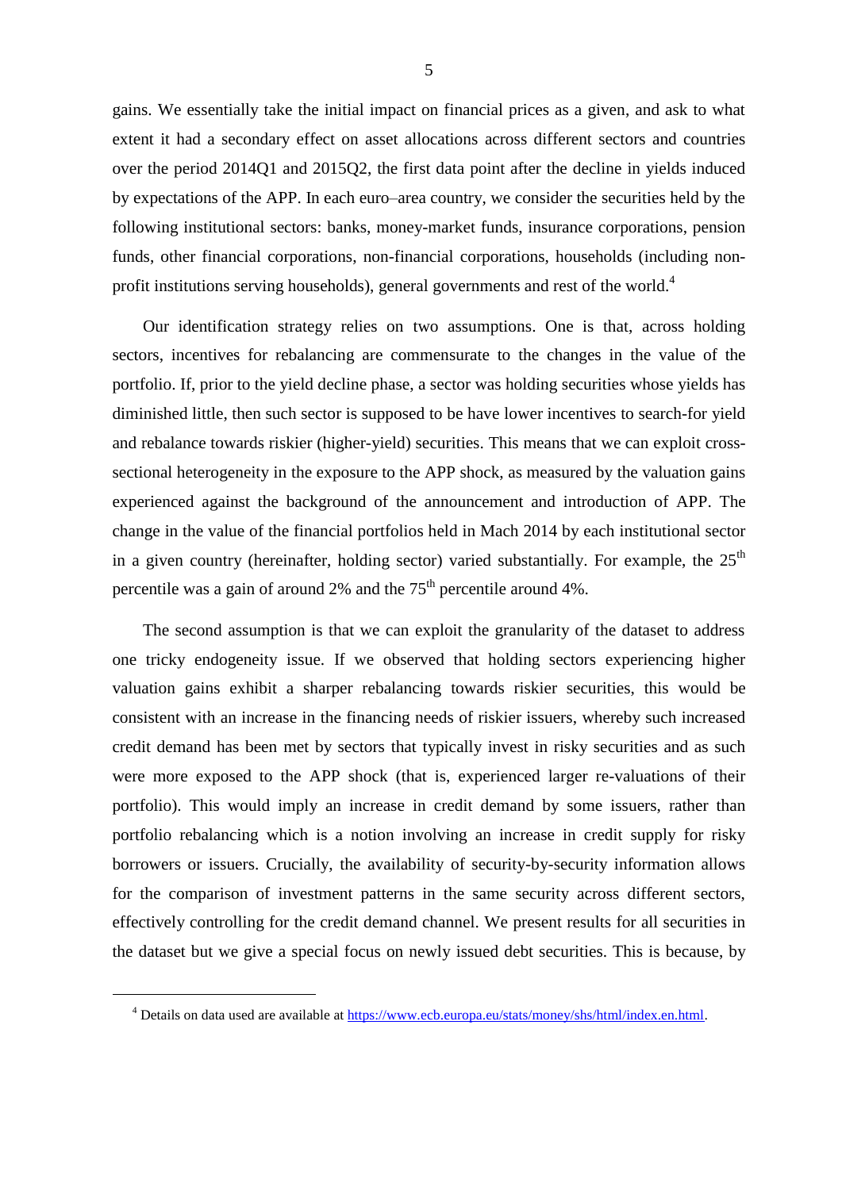gains. We essentially take the initial impact on financial prices as a given, and ask to what extent it had a secondary effect on asset allocations across different sectors and countries over the period 2014Q1 and 2015Q2, the first data point after the decline in yields induced by expectations of the APP. In each euro–area country, we consider the securities held by the following institutional sectors: banks, money-market funds, insurance corporations, pension funds, other financial corporations, non-financial corporations, households (including non-profit institutions serving households), general governments and rest of the world.[4]

Our identification strategy relies on two assumptions. One is that, across holding sectors, incentives for rebalancing are commensurate to the changes in the value of the portfolio. If, prior to the yield decline phase, a sector was holding securities whose yields has diminished little, then such sector is supposed to be have lower incentives to search-for yield and rebalance towards riskier (higher-yield) securities. This means that we can exploit cross-sectional heterogeneity in the exposure to the APP shock, as measured by the valuation gains experienced against the background of the announcement and introduction of APP. The change in the value of the financial portfolios held in Mach 2014 by each institutional sector in a given country (hereinafter, holding sector) varied substantially. For example, the 25[th] percentile was a gain of around 2% and the 75[th] percentile around 4%.

The second assumption is that we can exploit the granularity of the dataset to address one tricky endogeneity issue. If we observed that holding sectors experiencing higher valuation gains exhibit a sharper rebalancing towards riskier securities, this would be consistent with an increase in the financing needs of riskier issuers, whereby such increased credit demand has been met by sectors that typically invest in risky securities and as such were more exposed to the APP shock (that is, experienced larger re-valuations of their portfolio). This would imply an increase in credit demand by some issuers, rather than portfolio rebalancing which is a notion involving an increase in credit supply for risky borrowers or issuers. Crucially, the availability of security-by-security information allows for the comparison of investment patterns in the same security across different sectors, effectively controlling for the credit demand channel. We present results for all securities in the dataset but we give a special focus on newly issued debt securities. This is because, by

[4] Details on data used are available at https://www.ecb.europa.eu/stats/money/shs/html/index.en.html.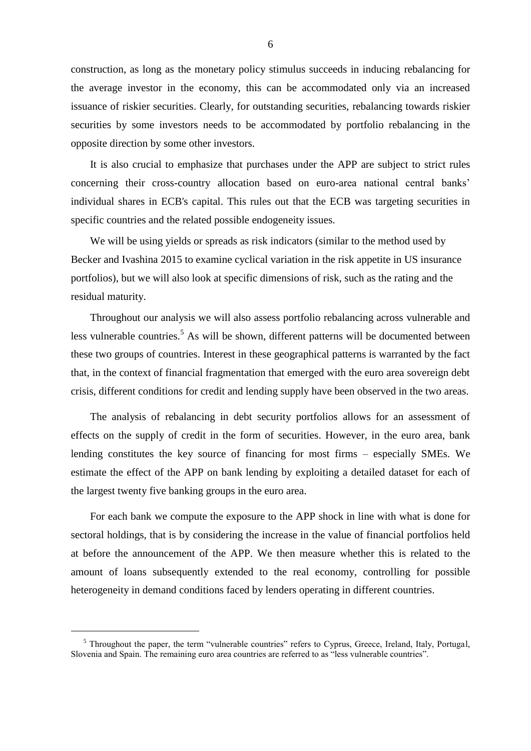construction, as long as the monetary policy stimulus succeeds in inducing rebalancing for the average investor in the economy, this can be accommodated only via an increased issuance of riskier securities. Clearly, for outstanding securities, rebalancing towards riskier securities by some investors needs to be accommodated by portfolio rebalancing in the opposite direction by some other investors.

It is also crucial to emphasize that purchases under the APP are subject to strict rules concerning their cross-country allocation based on euro-area national central banks' individual shares in ECB's capital. This rules out that the ECB was targeting securities in specific countries and the related possible endogeneity issues.

We will be using yields or spreads as risk indicators (similar to the method used by Becker and Ivashina 2015 to examine cyclical variation in the risk appetite in US insurance portfolios), but we will also look at specific dimensions of risk, such as the rating and the residual maturity.

Throughout our analysis we will also assess portfolio rebalancing across vulnerable and less vulnerable countries.[5] As will be shown, different patterns will be documented between these two groups of countries. Interest in these geographical patterns is warranted by the fact that, in the context of financial fragmentation that emerged with the euro area sovereign debt crisis, different conditions for credit and lending supply have been observed in the two areas.

The analysis of rebalancing in debt security portfolios allows for an assessment of effects on the supply of credit in the form of securities. However, in the euro area, bank lending constitutes the key source of financing for most firms – especially SMEs. We estimate the effect of the APP on bank lending by exploiting a detailed dataset for each of the largest twenty five banking groups in the euro area.

For each bank we compute the exposure to the APP shock in line with what is done for sectoral holdings, that is by considering the increase in the value of financial portfolios held at before the announcement of the APP. We then measure whether this is related to the amount of loans subsequently extended to the real economy, controlling for possible heterogeneity in demand conditions faced by lenders operating in different countries.

[5] Throughout the paper, the term "vulnerable countries" refers to Cyprus, Greece, Ireland, Italy, Portugal, Slovenia and Spain. The remaining euro area countries are referred to as "less vulnerable countries".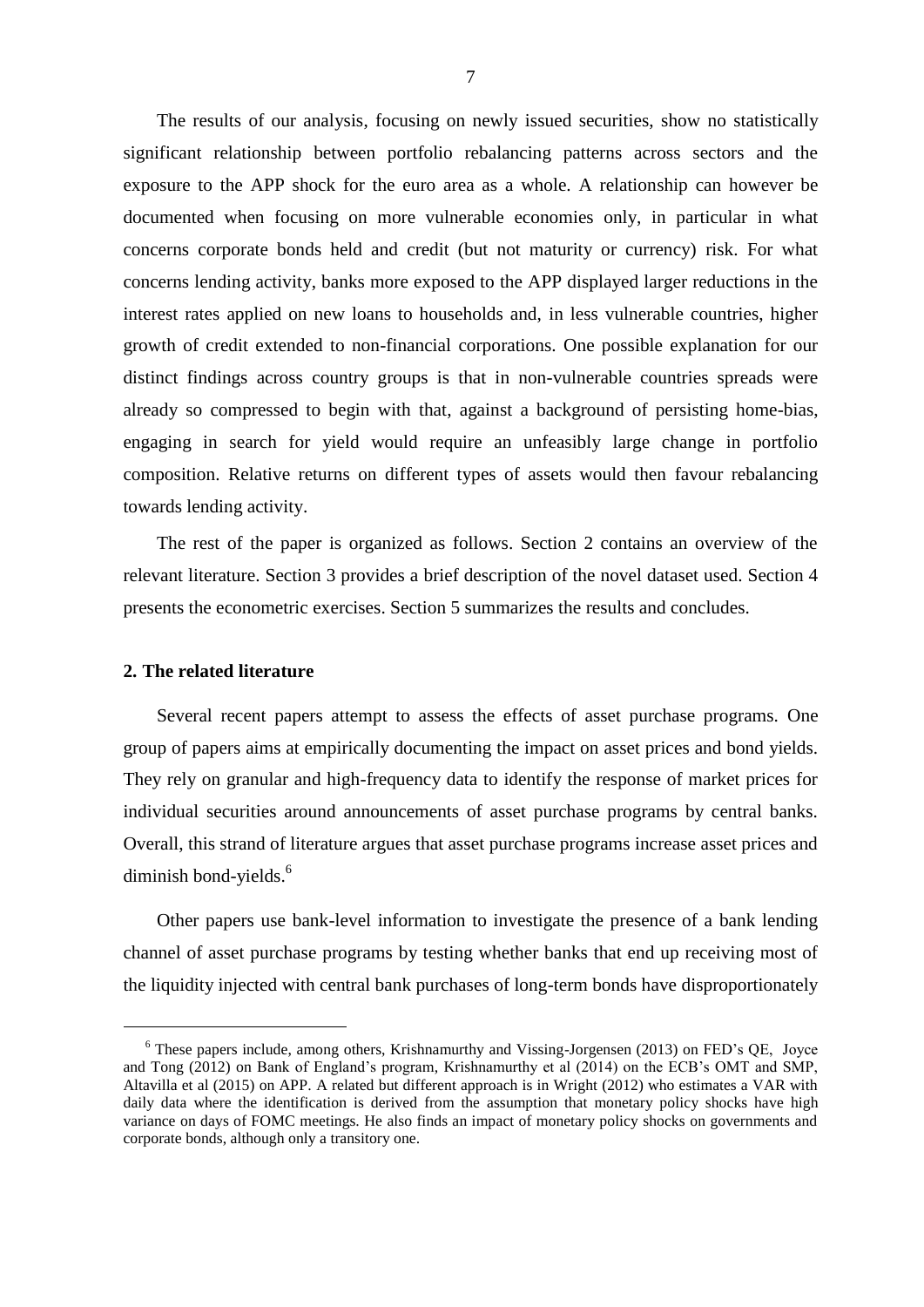The results of our analysis, focusing on newly issued securities, show no statistically significant relationship between portfolio rebalancing patterns across sectors and the exposure to the APP shock for the euro area as a whole. A relationship can however be documented when focusing on more vulnerable economies only, in particular in what concerns corporate bonds held and credit (but not maturity or currency) risk. For what concerns lending activity, banks more exposed to the APP displayed larger reductions in the interest rates applied on new loans to households and, in less vulnerable countries, higher growth of credit extended to non-financial corporations. One possible explanation for our distinct findings across country groups is that in non-vulnerable countries spreads were already so compressed to begin with that, against a background of persisting home-bias, engaging in search for yield would require an unfeasibly large change in portfolio composition. Relative returns on different types of assets would then favour rebalancing towards lending activity.

The rest of the paper is organized as follows. Section 2 contains an overview of the relevant literature. Section 3 provides a brief description of the novel dataset used. Section 4 presents the econometric exercises. Section 5 summarizes the results and concludes.

## 2. The related literature

Several recent papers attempt to assess the effects of asset purchase programs. One group of papers aims at empirically documenting the impact on asset prices and bond yields. They rely on granular and high-frequency data to identify the response of market prices for individual securities around announcements of asset purchase programs by central banks. Overall, this strand of literature argues that asset purchase programs increase asset prices and diminish bond-yields.[6]

Other papers use bank-level information to investigate the presence of a bank lending channel of asset purchase programs by testing whether banks that end up receiving most of the liquidity injected with central bank purchases of long-term bonds have disproportionately

[6] These papers include, among others, Krishnamurthy and Vissing-Jorgensen (2013) on FED's QE, Joyce and Tong (2012) on Bank of England's program, Krishnamurthy et al (2014) on the ECB's OMT and SMP, Altavilla et al (2015) on APP. A related but different approach is in Wright (2012) who estimates a VAR with daily data where the identification is derived from the assumption that monetary policy shocks have high variance on days of FOMC meetings. He also finds an impact of monetary policy shocks on governments and corporate bonds, although only a transitory one.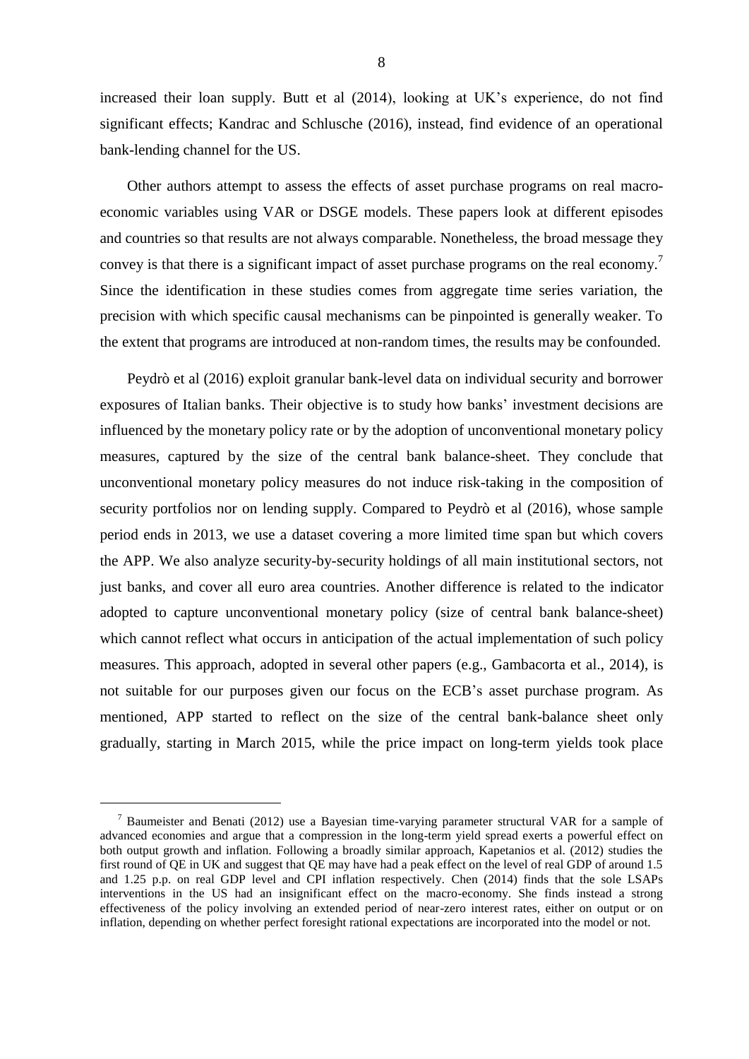increased their loan supply. Butt et al (2014), looking at UK's experience, do not find significant effects; Kandrac and Schlusche (2016), instead, find evidence of an operational bank-lending channel for the US.

Other authors attempt to assess the effects of asset purchase programs on real macroeconomic variables using VAR or DSGE models. These papers look at different episodes and countries so that results are not always comparable. Nonetheless, the broad message they convey is that there is a significant impact of asset purchase programs on the real economy.[7] Since the identification in these studies comes from aggregate time series variation, the precision with which specific causal mechanisms can be pinpointed is generally weaker. To the extent that programs are introduced at non-random times, the results may be confounded.

Peydrò et al (2016) exploit granular bank-level data on individual security and borrower exposures of Italian banks. Their objective is to study how banks' investment decisions are influenced by the monetary policy rate or by the adoption of unconventional monetary policy measures, captured by the size of the central bank balance-sheet. They conclude that unconventional monetary policy measures do not induce risk-taking in the composition of security portfolios nor on lending supply. Compared to Peydrò et al (2016), whose sample period ends in 2013, we use a dataset covering a more limited time span but which covers the APP. We also analyze security-by-security holdings of all main institutional sectors, not just banks, and cover all euro area countries. Another difference is related to the indicator adopted to capture unconventional monetary policy (size of central bank balance-sheet) which cannot reflect what occurs in anticipation of the actual implementation of such policy measures. This approach, adopted in several other papers (e.g., Gambacorta et al., 2014), is not suitable for our purposes given our focus on the ECB's asset purchase program. As mentioned, APP started to reflect on the size of the central bank-balance sheet only gradually, starting in March 2015, while the price impact on long-term yields took place

[7] Baumeister and Benati (2012) use a Bayesian time-varying parameter structural VAR for a sample of advanced economies and argue that a compression in the long-term yield spread exerts a powerful effect on both output growth and inflation. Following a broadly similar approach, Kapetanios et al. (2012) studies the first round of QE in UK and suggest that QE may have had a peak effect on the level of real GDP of around 1.5 and 1.25 p.p. on real GDP level and CPI inflation respectively. Chen (2014) finds that the sole LSAPs interventions in the US had an insignificant effect on the macro-economy. She finds instead a strong effectiveness of the policy involving an extended period of near-zero interest rates, either on output or on inflation, depending on whether perfect foresight rational expectations are incorporated into the model or not.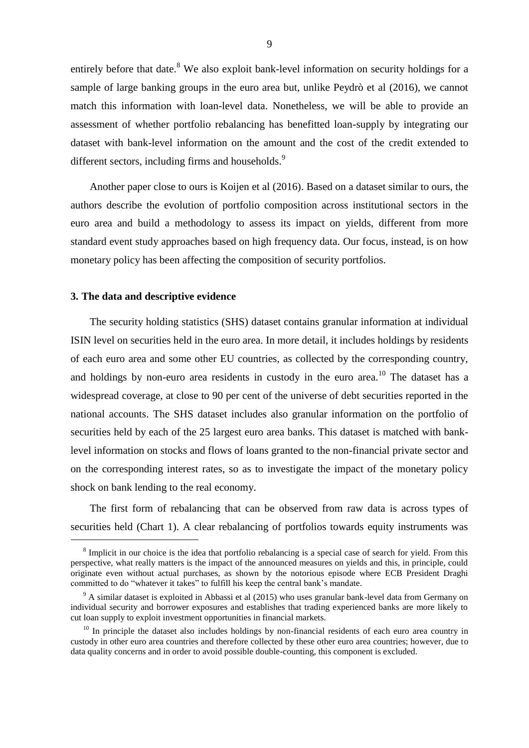entirely before that date.[8] We also exploit bank-level information on security holdings for a sample of large banking groups in the euro area but, unlike Peydrò et al (2016), we cannot match this information with loan-level data. Nonetheless, we will be able to provide an assessment of whether portfolio rebalancing has benefitted loan-supply by integrating our dataset with bank-level information on the amount and the cost of the credit extended to different sectors, including firms and households.[9]

Another paper close to ours is Koijen et al (2016). Based on a dataset similar to ours, the authors describe the evolution of portfolio composition across institutional sectors in the euro area and build a methodology to assess its impact on yields, different from more standard event study approaches based on high frequency data. Our focus, instead, is on how monetary policy has been affecting the composition of security portfolios.

### 3. The data and descriptive evidence

The security holding statistics (SHS) dataset contains granular information at individual ISIN level on securities held in the euro area. In more detail, it includes holdings by residents of each euro area and some other EU countries, as collected by the corresponding country, and holdings by non-euro area residents in custody in the euro area.[10] The dataset has a widespread coverage, at close to 90 per cent of the universe of debt securities reported in the national accounts. The SHS dataset includes also granular information on the portfolio of securities held by each of the 25 largest euro area banks. This dataset is matched with bank-level information on stocks and flows of loans granted to the non-financial private sector and on the corresponding interest rates, so as to investigate the impact of the monetary policy shock on bank lending to the real economy.

The first form of rebalancing that can be observed from raw data is across types of securities held (Chart 1). A clear rebalancing of portfolios towards equity instruments was

---

[8] Implicit in our choice is the idea that portfolio rebalancing is a special case of search for yield. From this perspective, what really matters is the impact of the announced measures on yields and this, in principle, could originate even without actual purchases, as shown by the notorious episode where ECB President Draghi committed to do "whatever it takes" to fulfill his keep the central bank's mandate.

[9] A similar dataset is exploited in Abbassi et al (2015) who uses granular bank-level data from Germany on individual security and borrower exposures and establishes that trading experienced banks are more likely to cut loan supply to exploit investment opportunities in financial markets.

[10] In principle the dataset also includes holdings by non-financial residents of each euro area country in custody in other euro area countries and therefore collected by these other euro area countries; however, due to data quality concerns and in order to avoid possible double-counting, this component is excluded.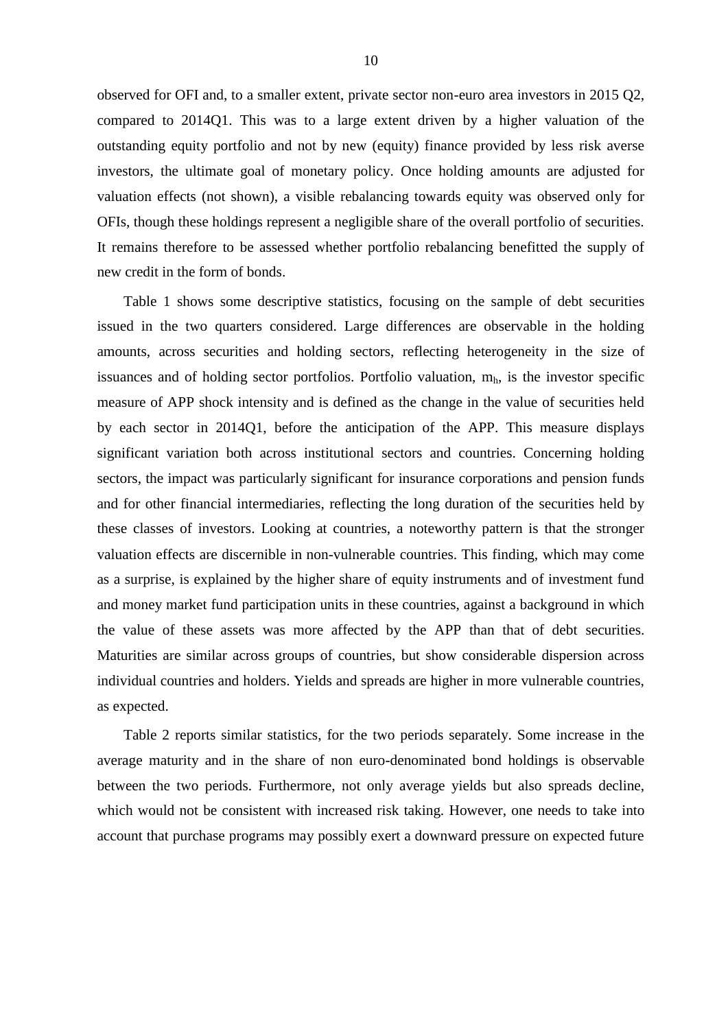observed for OFI and, to a smaller extent, private sector non-euro area investors in 2015 Q2, compared to 2014Q1. This was to a large extent driven by a higher valuation of the outstanding equity portfolio and not by new (equity) finance provided by less risk averse investors, the ultimate goal of monetary policy. Once holding amounts are adjusted for valuation effects (not shown), a visible rebalancing towards equity was observed only for OFIs, though these holdings represent a negligible share of the overall portfolio of securities. It remains therefore to be assessed whether portfolio rebalancing benefitted the supply of new credit in the form of bonds.

Table 1 shows some descriptive statistics, focusing on the sample of debt securities issued in the two quarters considered. Large differences are observable in the holding amounts, across securities and holding sectors, reflecting heterogeneity in the size of issuances and of holding sector portfolios. Portfolio valuation, $m_h$, is the investor specific measure of APP shock intensity and is defined as the change in the value of securities held by each sector in 2014Q1, before the anticipation of the APP. This measure displays significant variation both across institutional sectors and countries. Concerning holding sectors, the impact was particularly significant for insurance corporations and pension funds and for other financial intermediaries, reflecting the long duration of the securities held by these classes of investors. Looking at countries, a noteworthy pattern is that the stronger valuation effects are discernible in non-vulnerable countries. This finding, which may come as a surprise, is explained by the higher share of equity instruments and of investment fund and money market fund participation units in these countries, against a background in which the value of these assets was more affected by the APP than that of debt securities. Maturities are similar across groups of countries, but show considerable dispersion across individual countries and holders. Yields and spreads are higher in more vulnerable countries, as expected.

Table 2 reports similar statistics, for the two periods separately. Some increase in the average maturity and in the share of non euro-denominated bond holdings is observable between the two periods. Furthermore, not only average yields but also spreads decline, which would not be consistent with increased risk taking. However, one needs to take into account that purchase programs may possibly exert a downward pressure on expected future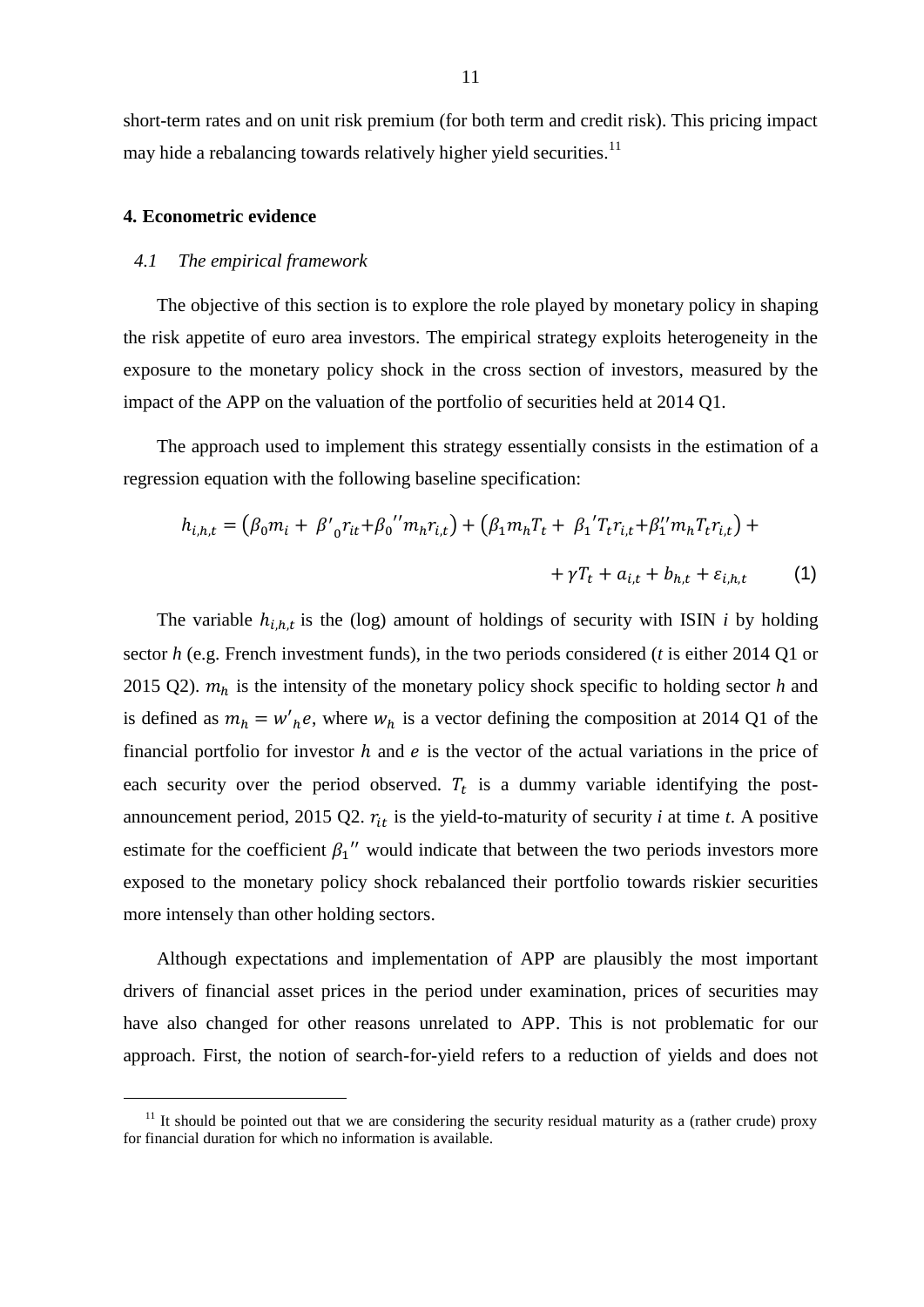short-term rates and on unit risk premium (for both term and credit risk). This pricing impact may hide a rebalancing towards relatively higher yield securities.[11]

## 4. Econometric evidence

### *4.1 The empirical framework*

The objective of this section is to explore the role played by monetary policy in shaping the risk appetite of euro area investors. The empirical strategy exploits heterogeneity in the exposure to the monetary policy shock in the cross section of investors, measured by the impact of the APP on the valuation of the portfolio of securities held at 2014 Q1.

The approach used to implement this strategy essentially consists in the estimation of a regression equation with the following baseline specification:

$$h_{i,h,t} = \left(\beta_0 m_i + \beta'_0 r_{it} + \beta_0'' m_h r_{i,t}\right) + \left(\beta_1 m_h T_t + \beta_1' T_t r_{i,t} + \beta_1'' m_h T_t r_{i,t}\right) + \\ + \gamma T_t + a_{i,t} + b_{h,t} + \varepsilon_{i,h,t} \qquad (1)$$

The variable $h_{i,h,t}$ is the (log) amount of holdings of security with ISIN *i* by holding sector *h* (e.g. French investment funds), in the two periods considered (*t* is either 2014 Q1 or 2015 Q2). $m_h$ is the intensity of the monetary policy shock specific to holding sector *h* and is defined as $m_h = w'_h e$, where $w_h$ is a vector defining the composition at 2014 Q1 of the financial portfolio for investor $h$ and $e$ is the vector of the actual variations in the price of each security over the period observed. $T_t$ is a dummy variable identifying the post-announcement period, 2015 Q2. $r_{it}$ is the yield-to-maturity of security *i* at time *t*. A positive estimate for the coefficient $\beta_1''$ would indicate that between the two periods investors more exposed to the monetary policy shock rebalanced their portfolio towards riskier securities more intensely than other holding sectors.

Although expectations and implementation of APP are plausibly the most important drivers of financial asset prices in the period under examination, prices of securities may have also changed for other reasons unrelated to APP. This is not problematic for our approach. First, the notion of search-for-yield refers to a reduction of yields and does not

[11] It should be pointed out that we are considering the security residual maturity as a (rather crude) proxy for financial duration for which no information is available.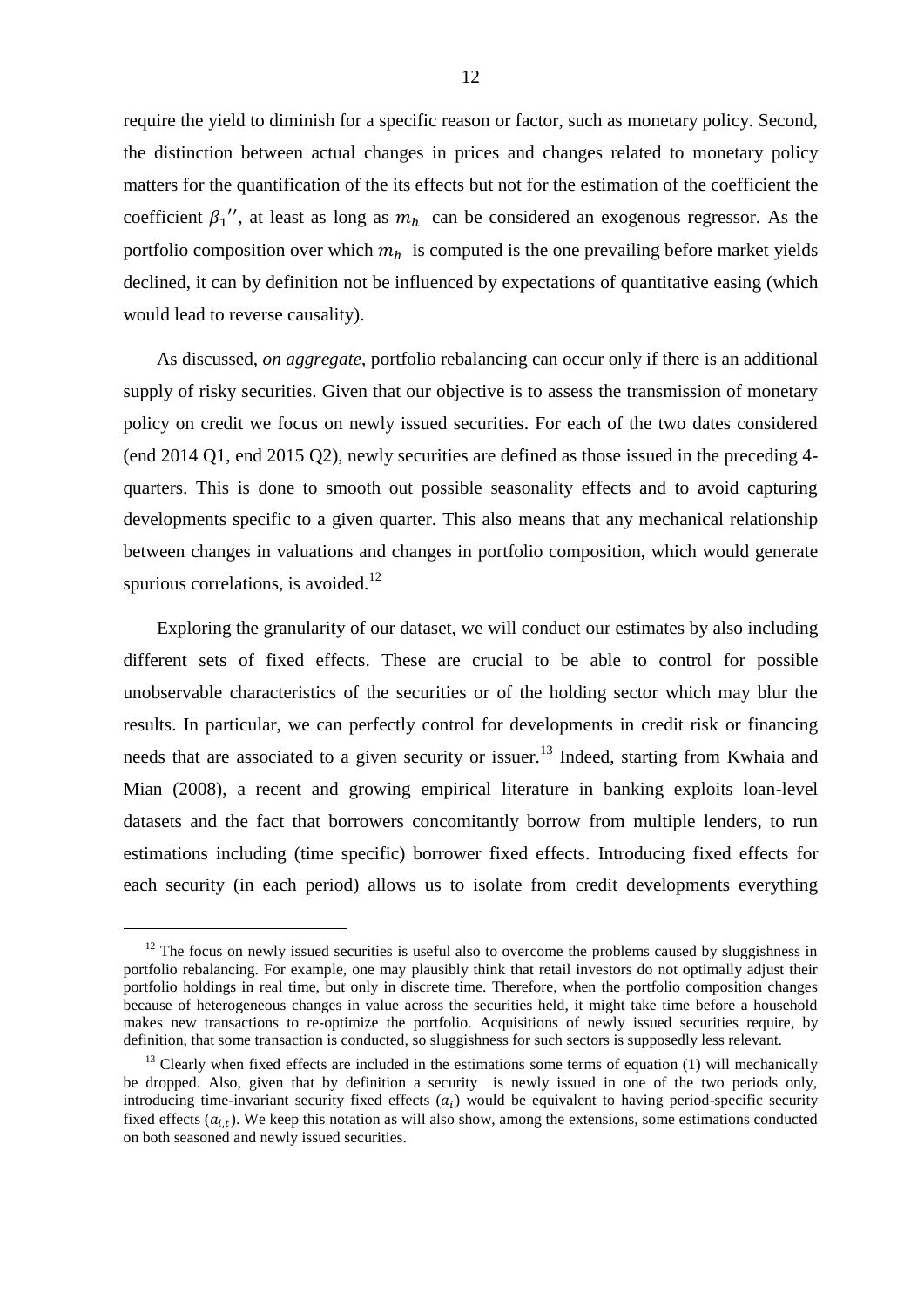require the yield to diminish for a specific reason or factor, such as monetary policy. Second, the distinction between actual changes in prices and changes related to monetary policy matters for the quantification of the its effects but not for the estimation of the coefficient the coefficient $\beta_1''$, at least as long as $m_h$ can be considered an exogenous regressor. As the portfolio composition over which $m_h$ is computed is the one prevailing before market yields declined, it can by definition not be influenced by expectations of quantitative easing (which would lead to reverse causality).

As discussed, *on aggregate*, portfolio rebalancing can occur only if there is an additional supply of risky securities. Given that our objective is to assess the transmission of monetary policy on credit we focus on newly issued securities. For each of the two dates considered (end 2014 Q1, end 2015 Q2), newly securities are defined as those issued in the preceding 4-quarters. This is done to smooth out possible seasonality effects and to avoid capturing developments specific to a given quarter. This also means that any mechanical relationship between changes in valuations and changes in portfolio composition, which would generate spurious correlations, is avoided.[12]

Exploring the granularity of our dataset, we will conduct our estimates by also including different sets of fixed effects. These are crucial to be able to control for possible unobservable characteristics of the securities or of the holding sector which may blur the results. In particular, we can perfectly control for developments in credit risk or financing needs that are associated to a given security or issuer.[13] Indeed, starting from Kwhaia and Mian (2008), a recent and growing empirical literature in banking exploits loan-level datasets and the fact that borrowers concomitantly borrow from multiple lenders, to run estimations including (time specific) borrower fixed effects. Introducing fixed effects for each security (in each period) allows us to isolate from credit developments everything

---

[12] The focus on newly issued securities is useful also to overcome the problems caused by sluggishness in portfolio rebalancing. For example, one may plausibly think that retail investors do not optimally adjust their portfolio holdings in real time, but only in discrete time. Therefore, when the portfolio composition changes because of heterogeneous changes in value across the securities held, it might take time before a household makes new transactions to re-optimize the portfolio. Acquisitions of newly issued securities require, by definition, that some transaction is conducted, so sluggishness for such sectors is supposedly less relevant.

[13] Clearly when fixed effects are included in the estimations some terms of equation (1) will mechanically be dropped. Also, given that by definition a security is newly issued in one of the two periods only, introducing time-invariant security fixed effects ($a_i$) would be equivalent to having period-specific security fixed effects ($a_{i,t}$). We keep this notation as will also show, among the extensions, some estimations conducted on both seasoned and newly issued securities.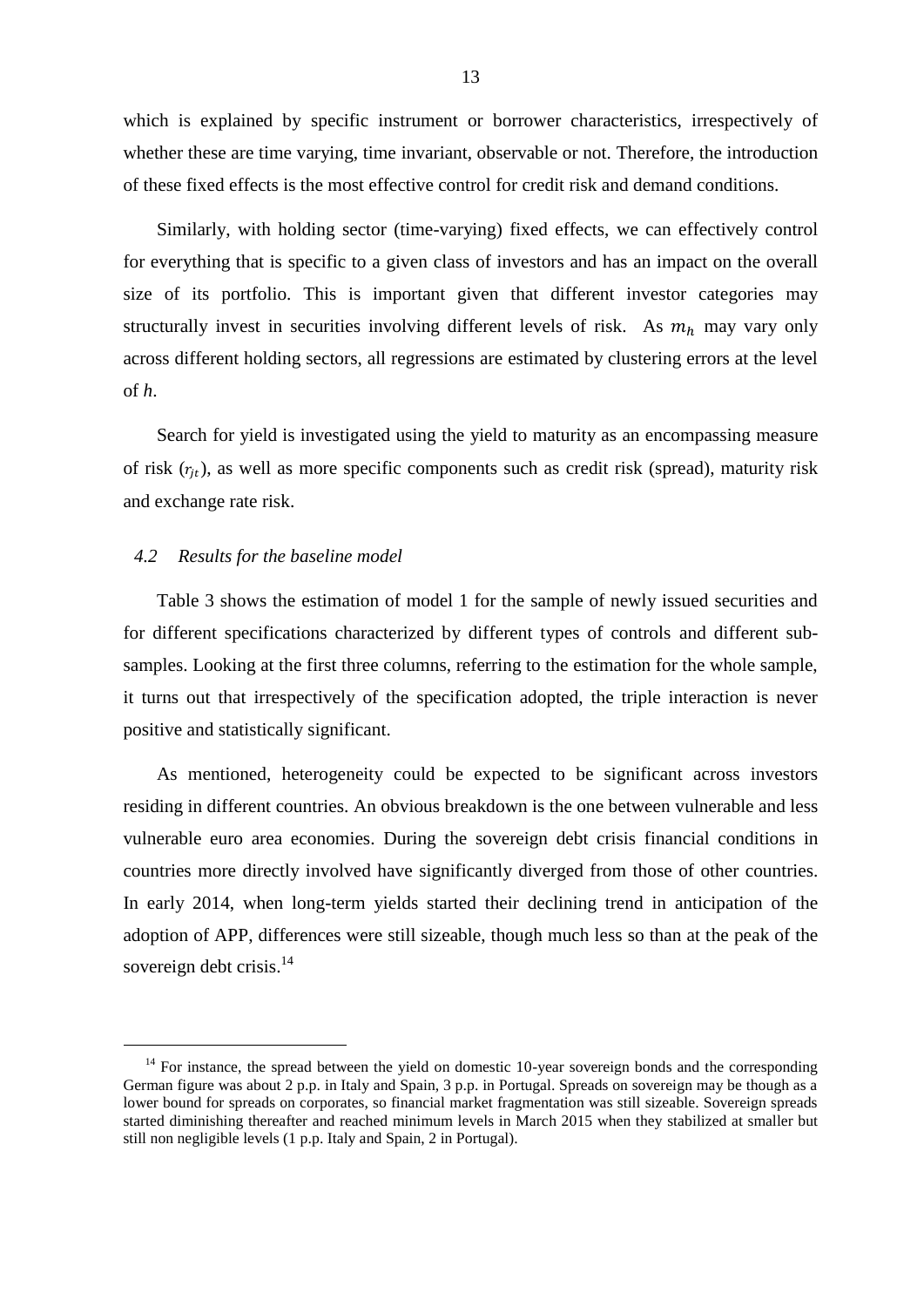which is explained by specific instrument or borrower characteristics, irrespectively of whether these are time varying, time invariant, observable or not. Therefore, the introduction of these fixed effects is the most effective control for credit risk and demand conditions.

Similarly, with holding sector (time-varying) fixed effects, we can effectively control for everything that is specific to a given class of investors and has an impact on the overall size of its portfolio. This is important given that different investor categories may structurally invest in securities involving different levels of risk. As $m_h$ may vary only across different holding sectors, all regressions are estimated by clustering errors at the level of $h$.

Search for yield is investigated using the yield to maturity as an encompassing measure of risk ($r_{jt}$), as well as more specific components such as credit risk (spread), maturity risk and exchange rate risk.

### *4.2 Results for the baseline model*

Table 3 shows the estimation of model 1 for the sample of newly issued securities and for different specifications characterized by different types of controls and different sub-samples. Looking at the first three columns, referring to the estimation for the whole sample, it turns out that irrespectively of the specification adopted, the triple interaction is never positive and statistically significant.

As mentioned, heterogeneity could be expected to be significant across investors residing in different countries. An obvious breakdown is the one between vulnerable and less vulnerable euro area economies. During the sovereign debt crisis financial conditions in countries more directly involved have significantly diverged from those of other countries. In early 2014, when long-term yields started their declining trend in anticipation of the adoption of APP, differences were still sizeable, though much less so than at the peak of the sovereign debt crisis.[14]

[14] For instance, the spread between the yield on domestic 10-year sovereign bonds and the corresponding German figure was about 2 p.p. in Italy and Spain, 3 p.p. in Portugal. Spreads on sovereign may be though as a lower bound for spreads on corporates, so financial market fragmentation was still sizeable. Sovereign spreads started diminishing thereafter and reached minimum levels in March 2015 when they stabilized at smaller but still non negligible levels (1 p.p. Italy and Spain, 2 in Portugal).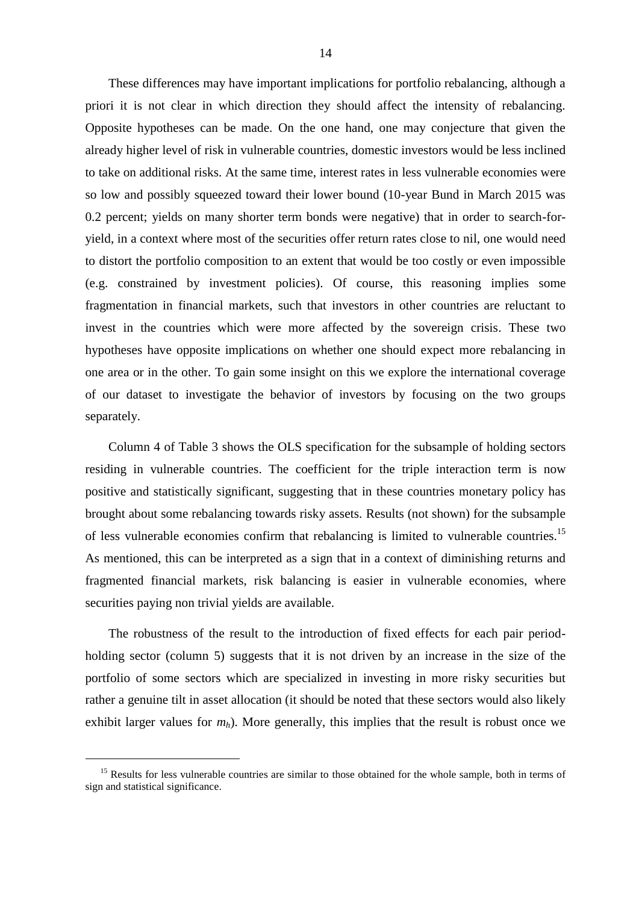These differences may have important implications for portfolio rebalancing, although a priori it is not clear in which direction they should affect the intensity of rebalancing. Opposite hypotheses can be made. On the one hand, one may conjecture that given the already higher level of risk in vulnerable countries, domestic investors would be less inclined to take on additional risks. At the same time, interest rates in less vulnerable economies were so low and possibly squeezed toward their lower bound (10-year Bund in March 2015 was 0.2 percent; yields on many shorter term bonds were negative) that in order to search-for-yield, in a context where most of the securities offer return rates close to nil, one would need to distort the portfolio composition to an extent that would be too costly or even impossible (e.g. constrained by investment policies). Of course, this reasoning implies some fragmentation in financial markets, such that investors in other countries are reluctant to invest in the countries which were more affected by the sovereign crisis. These two hypotheses have opposite implications on whether one should expect more rebalancing in one area or in the other. To gain some insight on this we explore the international coverage of our dataset to investigate the behavior of investors by focusing on the two groups separately.

Column 4 of Table 3 shows the OLS specification for the subsample of holding sectors residing in vulnerable countries. The coefficient for the triple interaction term is now positive and statistically significant, suggesting that in these countries monetary policy has brought about some rebalancing towards risky assets. Results (not shown) for the subsample of less vulnerable economies confirm that rebalancing is limited to vulnerable countries.[15] As mentioned, this can be interpreted as a sign that in a context of diminishing returns and fragmented financial markets, risk balancing is easier in vulnerable economies, where securities paying non trivial yields are available.

The robustness of the result to the introduction of fixed effects for each pair period-holding sector (column 5) suggests that it is not driven by an increase in the size of the portfolio of some sectors which are specialized in investing in more risky securities but rather a genuine tilt in asset allocation (it should be noted that these sectors would also likely exhibit larger values for $m_h$). More generally, this implies that the result is robust once we

[15] Results for less vulnerable countries are similar to those obtained for the whole sample, both in terms of sign and statistical significance.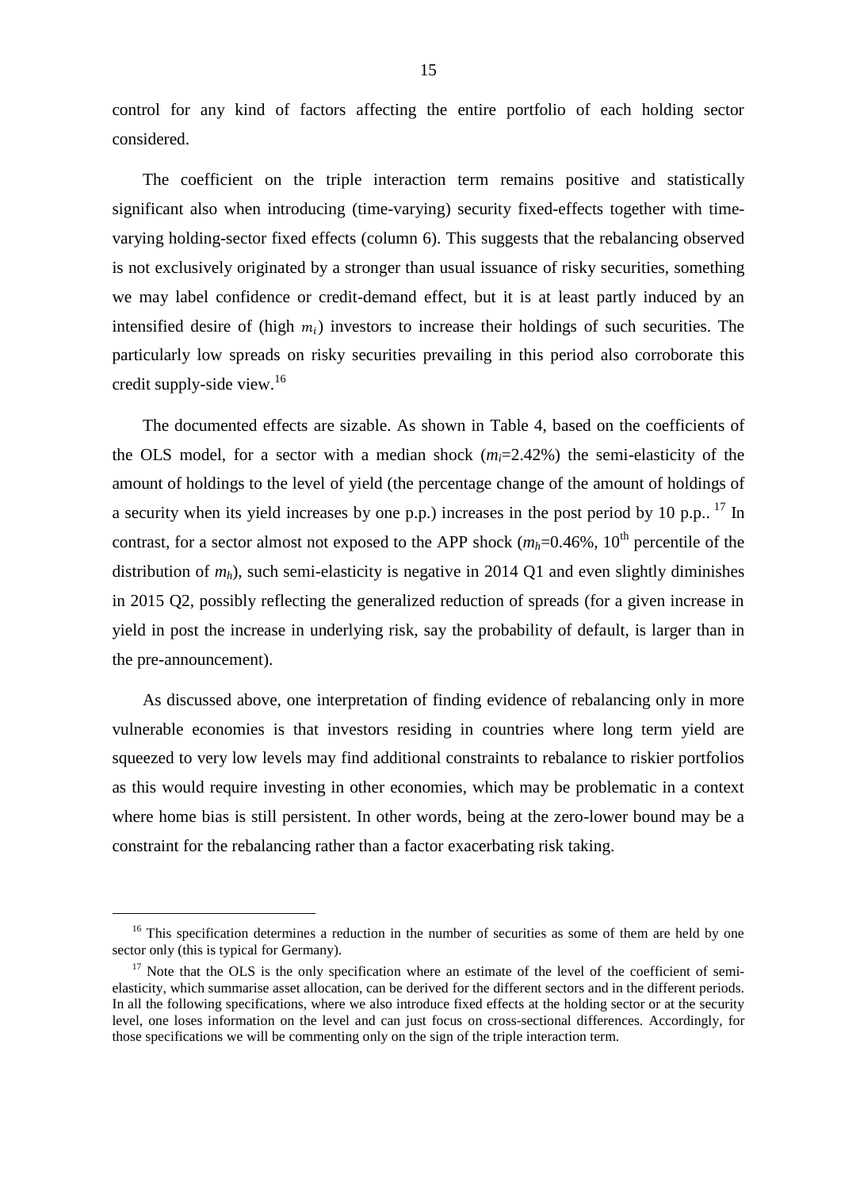control for any kind of factors affecting the entire portfolio of each holding sector considered.

The coefficient on the triple interaction term remains positive and statistically significant also when introducing (time-varying) security fixed-effects together with time-varying holding-sector fixed effects (column 6). This suggests that the rebalancing observed is not exclusively originated by a stronger than usual issuance of risky securities, something we may label confidence or credit-demand effect, but it is at least partly induced by an intensified desire of (high $m_i$) investors to increase their holdings of such securities. The particularly low spreads on risky securities prevailing in this period also corroborate this credit supply-side view.[16]

The documented effects are sizable. As shown in Table 4, based on the coefficients of the OLS model, for a sector with a median shock ($m_i$=2.42%) the semi-elasticity of the amount of holdings to the level of yield (the percentage change of the amount of holdings of a security when its yield increases by one p.p.) increases in the post period by 10 p.p..[17] In contrast, for a sector almost not exposed to the APP shock ($m_h$=0.46%, 10[th] percentile of the distribution of $m_h$), such semi-elasticity is negative in 2014 Q1 and even slightly diminishes in 2015 Q2, possibly reflecting the generalized reduction of spreads (for a given increase in yield in post the increase in underlying risk, say the probability of default, is larger than in the pre-announcement).

As discussed above, one interpretation of finding evidence of rebalancing only in more vulnerable economies is that investors residing in countries where long term yield are squeezed to very low levels may find additional constraints to rebalance to riskier portfolios as this would require investing in other economies, which may be problematic in a context where home bias is still persistent. In other words, being at the zero-lower bound may be a constraint for the rebalancing rather than a factor exacerbating risk taking.

---

[16] This specification determines a reduction in the number of securities as some of them are held by one sector only (this is typical for Germany).

[17] Note that the OLS is the only specification where an estimate of the level of the coefficient of semi-elasticity, which summarise asset allocation, can be derived for the different sectors and in the different periods. In all the following specifications, where we also introduce fixed effects at the holding sector or at the security level, one loses information on the level and can just focus on cross-sectional differences. Accordingly, for those specifications we will be commenting only on the sign of the triple interaction term.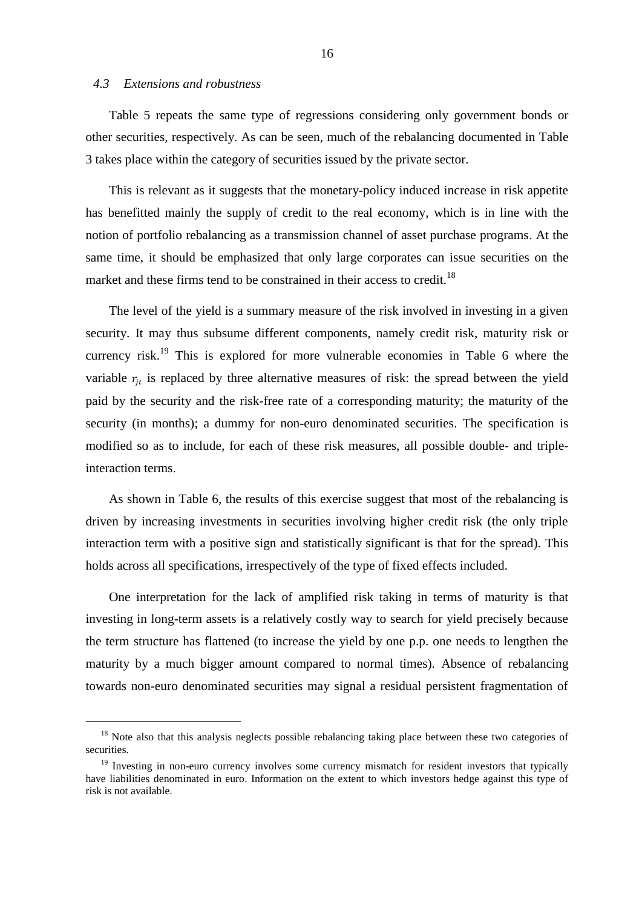### *4.3 Extensions and robustness*

Table 5 repeats the same type of regressions considering only government bonds or other securities, respectively. As can be seen, much of the rebalancing documented in Table 3 takes place within the category of securities issued by the private sector.

This is relevant as it suggests that the monetary-policy induced increase in risk appetite has benefitted mainly the supply of credit to the real economy, which is in line with the notion of portfolio rebalancing as a transmission channel of asset purchase programs. At the same time, it should be emphasized that only large corporates can issue securities on the market and these firms tend to be constrained in their access to credit.[18]

The level of the yield is a summary measure of the risk involved in investing in a given security. It may thus subsume different components, namely credit risk, maturity risk or currency risk.[19] This is explored for more vulnerable economies in Table 6 where the variable $r_{jt}$ is replaced by three alternative measures of risk: the spread between the yield paid by the security and the risk-free rate of a corresponding maturity; the maturity of the security (in months); a dummy for non-euro denominated securities. The specification is modified so as to include, for each of these risk measures, all possible double- and triple-interaction terms.

As shown in Table 6, the results of this exercise suggest that most of the rebalancing is driven by increasing investments in securities involving higher credit risk (the only triple interaction term with a positive sign and statistically significant is that for the spread). This holds across all specifications, irrespectively of the type of fixed effects included.

One interpretation for the lack of amplified risk taking in terms of maturity is that investing in long-term assets is a relatively costly way to search for yield precisely because the term structure has flattened (to increase the yield by one p.p. one needs to lengthen the maturity by a much bigger amount compared to normal times). Absence of rebalancing towards non-euro denominated securities may signal a residual persistent fragmentation of

---

[18] Note also that this analysis neglects possible rebalancing taking place between these two categories of securities.

[19] Investing in non-euro currency involves some currency mismatch for resident investors that typically have liabilities denominated in euro. Information on the extent to which investors hedge against this type of risk is not available.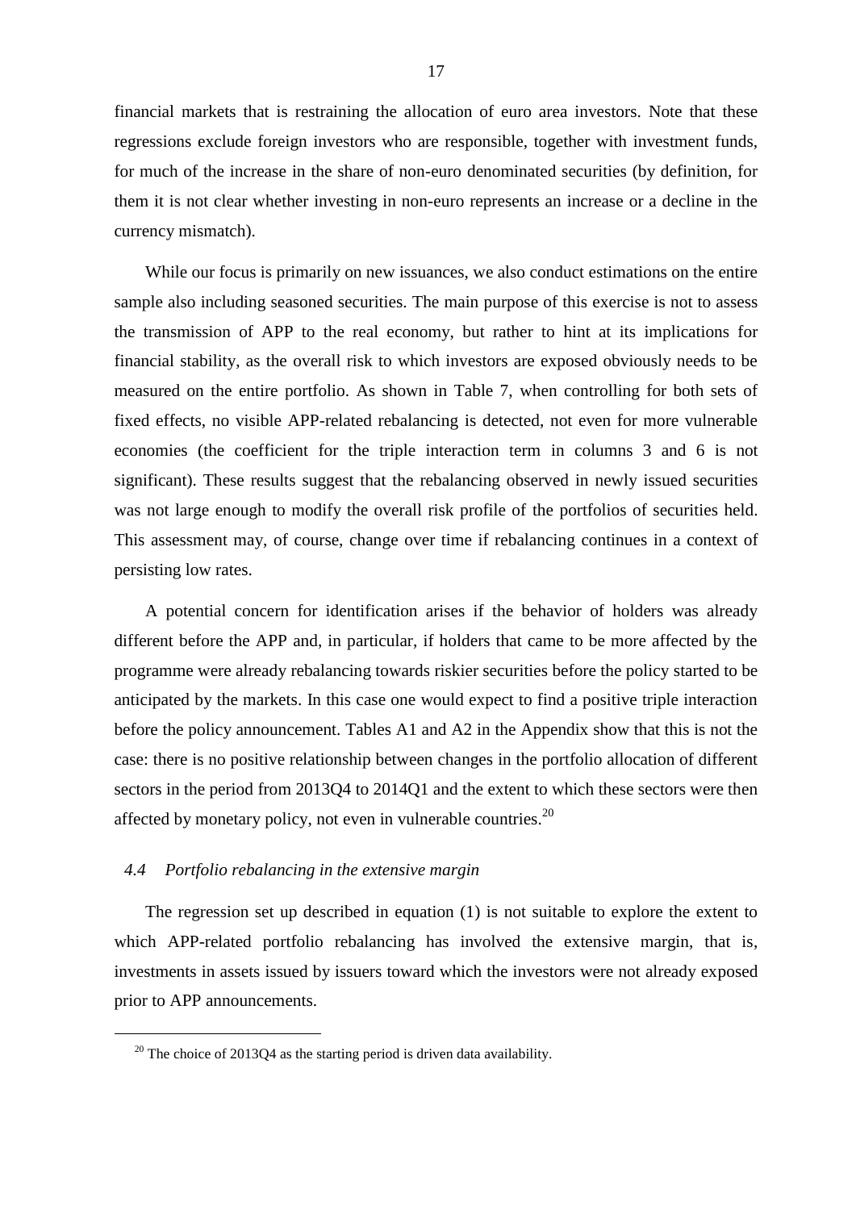financial markets that is restraining the allocation of euro area investors. Note that these regressions exclude foreign investors who are responsible, together with investment funds, for much of the increase in the share of non-euro denominated securities (by definition, for them it is not clear whether investing in non-euro represents an increase or a decline in the currency mismatch).

While our focus is primarily on new issuances, we also conduct estimations on the entire sample also including seasoned securities. The main purpose of this exercise is not to assess the transmission of APP to the real economy, but rather to hint at its implications for financial stability, as the overall risk to which investors are exposed obviously needs to be measured on the entire portfolio. As shown in Table 7, when controlling for both sets of fixed effects, no visible APP-related rebalancing is detected, not even for more vulnerable economies (the coefficient for the triple interaction term in columns 3 and 6 is not significant). These results suggest that the rebalancing observed in newly issued securities was not large enough to modify the overall risk profile of the portfolios of securities held. This assessment may, of course, change over time if rebalancing continues in a context of persisting low rates.

A potential concern for identification arises if the behavior of holders was already different before the APP and, in particular, if holders that came to be more affected by the programme were already rebalancing towards riskier securities before the policy started to be anticipated by the markets. In this case one would expect to find a positive triple interaction before the policy announcement. Tables A1 and A2 in the Appendix show that this is not the case: there is no positive relationship between changes in the portfolio allocation of different sectors in the period from 2013Q4 to 2014Q1 and the extent to which these sectors were then affected by monetary policy, not even in vulnerable countries.[20]

### *4.4 Portfolio rebalancing in the extensive margin*

The regression set up described in equation (1) is not suitable to explore the extent to which APP-related portfolio rebalancing has involved the extensive margin, that is, investments in assets issued by issuers toward which the investors were not already exposed prior to APP announcements.

---

[20] The choice of 2013Q4 as the starting period is driven data availability.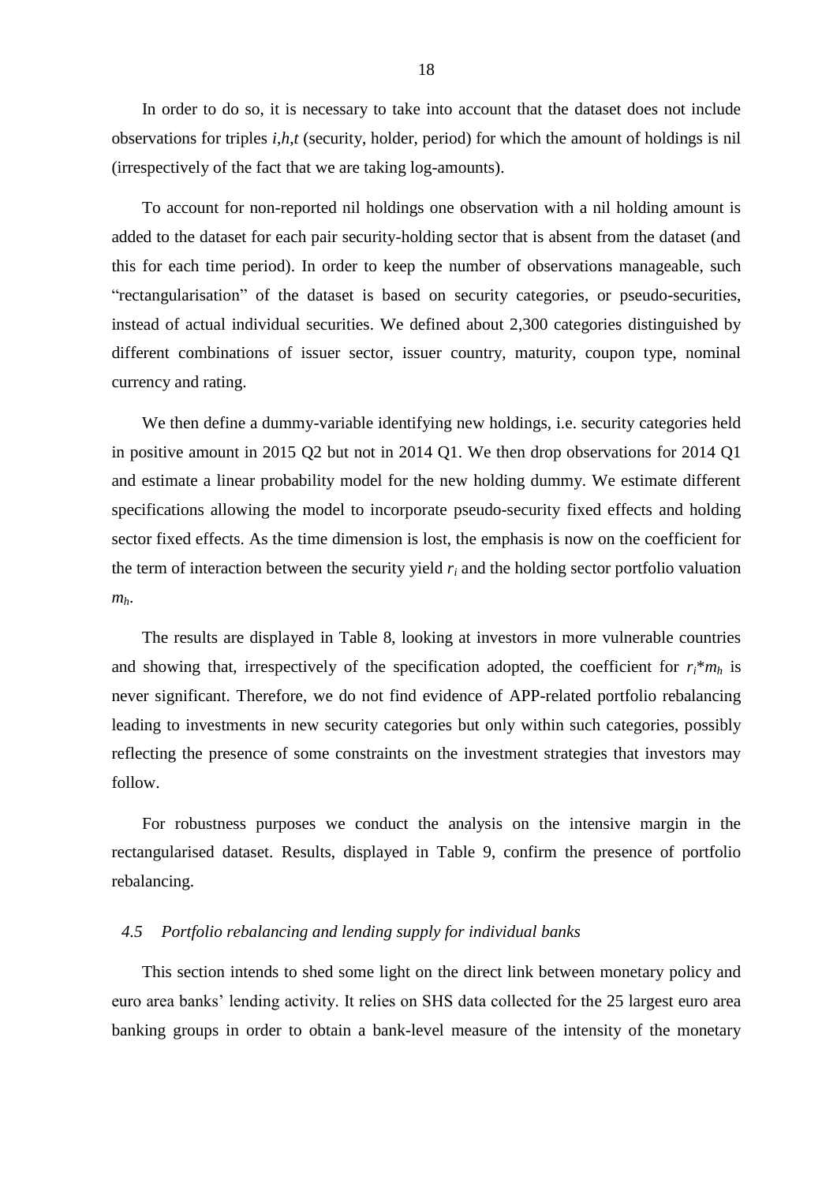In order to do so, it is necessary to take into account that the dataset does not include observations for triples $i,h,t$ (security, holder, period) for which the amount of holdings is nil (irrespectively of the fact that we are taking log-amounts).

To account for non-reported nil holdings one observation with a nil holding amount is added to the dataset for each pair security-holding sector that is absent from the dataset (and this for each time period). In order to keep the number of observations manageable, such "rectangularisation" of the dataset is based on security categories, or pseudo-securities, instead of actual individual securities. We defined about 2,300 categories distinguished by different combinations of issuer sector, issuer country, maturity, coupon type, nominal currency and rating.

We then define a dummy-variable identifying new holdings, i.e. security categories held in positive amount in 2015 Q2 but not in 2014 Q1. We then drop observations for 2014 Q1 and estimate a linear probability model for the new holding dummy. We estimate different specifications allowing the model to incorporate pseudo-security fixed effects and holding sector fixed effects. As the time dimension is lost, the emphasis is now on the coefficient for the term of interaction between the security yield $r_i$ and the holding sector portfolio valuation $m_h$.

The results are displayed in Table 8, looking at investors in more vulnerable countries and showing that, irrespectively of the specification adopted, the coefficient for $r_i$*$m_h$ is never significant. Therefore, we do not find evidence of APP-related portfolio rebalancing leading to investments in new security categories but only within such categories, possibly reflecting the presence of some constraints on the investment strategies that investors may follow.

For robustness purposes we conduct the analysis on the intensive margin in the rectangularised dataset. Results, displayed in Table 9, confirm the presence of portfolio rebalancing.

### *4.5 Portfolio rebalancing and lending supply for individual banks*

This section intends to shed some light on the direct link between monetary policy and euro area banks' lending activity. It relies on SHS data collected for the 25 largest euro area banking groups in order to obtain a bank-level measure of the intensity of the monetary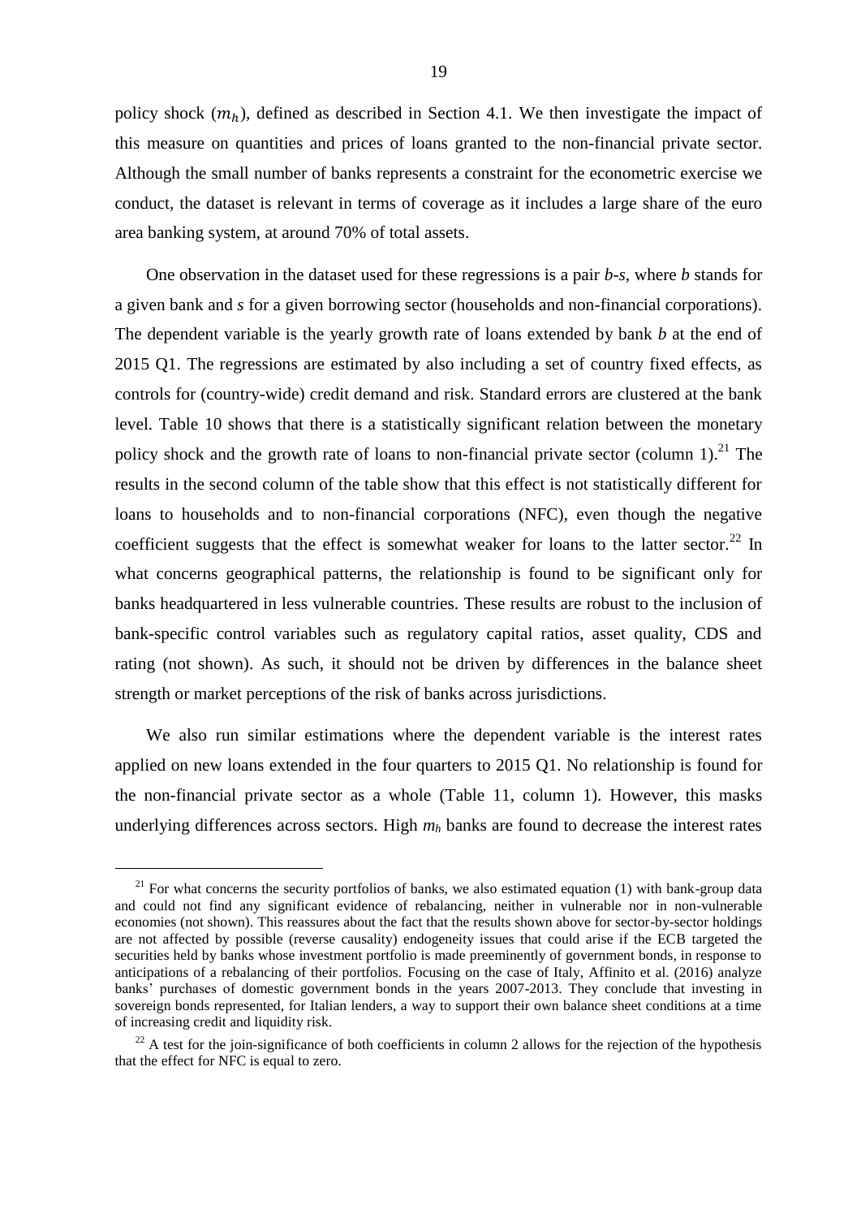policy shock ($m_h$), defined as described in Section 4.1. We then investigate the impact of this measure on quantities and prices of loans granted to the non-financial private sector. Although the small number of banks represents a constraint for the econometric exercise we conduct, the dataset is relevant in terms of coverage as it includes a large share of the euro area banking system, at around 70% of total assets.

One observation in the dataset used for these regressions is a pair *b-s*, where *b* stands for a given bank and *s* for a given borrowing sector (households and non-financial corporations). The dependent variable is the yearly growth rate of loans extended by bank *b* at the end of 2015 Q1. The regressions are estimated by also including a set of country fixed effects, as controls for (country-wide) credit demand and risk. Standard errors are clustered at the bank level. Table 10 shows that there is a statistically significant relation between the monetary policy shock and the growth rate of loans to non-financial private sector (column 1).[21] The results in the second column of the table show that this effect is not statistically different for loans to households and to non-financial corporations (NFC), even though the negative coefficient suggests that the effect is somewhat weaker for loans to the latter sector.[22] In what concerns geographical patterns, the relationship is found to be significant only for banks headquartered in less vulnerable countries. These results are robust to the inclusion of bank-specific control variables such as regulatory capital ratios, asset quality, CDS and rating (not shown). As such, it should not be driven by differences in the balance sheet strength or market perceptions of the risk of banks across jurisdictions.

We also run similar estimations where the dependent variable is the interest rates applied on new loans extended in the four quarters to 2015 Q1. No relationship is found for the non-financial private sector as a whole (Table 11, column 1). However, this masks underlying differences across sectors. High $m_h$ banks are found to decrease the interest rates

[21] For what concerns the security portfolios of banks, we also estimated equation (1) with bank-group data and could not find any significant evidence of rebalancing, neither in vulnerable nor in non-vulnerable economies (not shown). This reassures about the fact that the results shown above for sector-by-sector holdings are not affected by possible (reverse causality) endogeneity issues that could arise if the ECB targeted the securities held by banks whose investment portfolio is made preeminently of government bonds, in response to anticipations of a rebalancing of their portfolios. Focusing on the case of Italy, Affinito et al. (2016) analyze banks' purchases of domestic government bonds in the years 2007-2013. They conclude that investing in sovereign bonds represented, for Italian lenders, a way to support their own balance sheet conditions at a time of increasing credit and liquidity risk.

[22] A test for the join-significance of both coefficients in column 2 allows for the rejection of the hypothesis that the effect for NFC is equal to zero.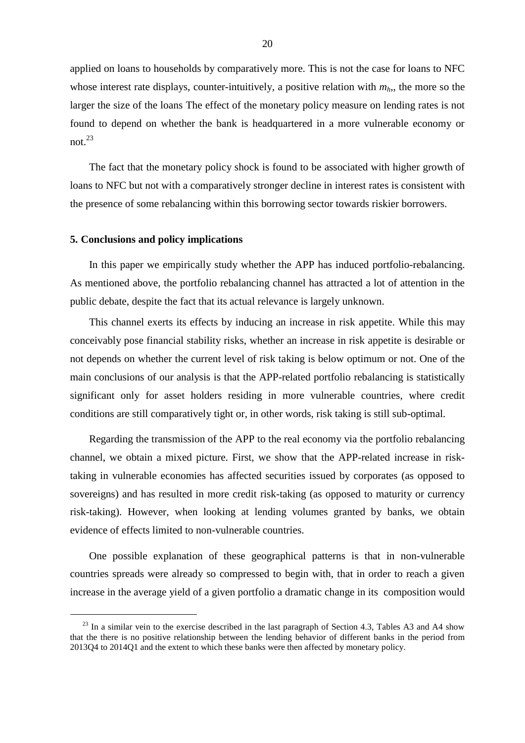applied on loans to households by comparatively more. This is not the case for loans to NFC whose interest rate displays, counter-intuitively, a positive relation with $m_h$,, the more so the larger the size of the loans The effect of the monetary policy measure on lending rates is not found to depend on whether the bank is headquartered in a more vulnerable economy or not.[23]

The fact that the monetary policy shock is found to be associated with higher growth of loans to NFC but not with a comparatively stronger decline in interest rates is consistent with the presence of some rebalancing within this borrowing sector towards riskier borrowers.

**5. Conclusions and policy implications**

In this paper we empirically study whether the APP has induced portfolio-rebalancing. As mentioned above, the portfolio rebalancing channel has attracted a lot of attention in the public debate, despite the fact that its actual relevance is largely unknown.

This channel exerts its effects by inducing an increase in risk appetite. While this may conceivably pose financial stability risks, whether an increase in risk appetite is desirable or not depends on whether the current level of risk taking is below optimum or not. One of the main conclusions of our analysis is that the APP-related portfolio rebalancing is statistically significant only for asset holders residing in more vulnerable countries, where credit conditions are still comparatively tight or, in other words, risk taking is still sub-optimal.

Regarding the transmission of the APP to the real economy via the portfolio rebalancing channel, we obtain a mixed picture. First, we show that the APP-related increase in risk-taking in vulnerable economies has affected securities issued by corporates (as opposed to sovereigns) and has resulted in more credit risk-taking (as opposed to maturity or currency risk-taking). However, when looking at lending volumes granted by banks, we obtain evidence of effects limited to non-vulnerable countries.

One possible explanation of these geographical patterns is that in non-vulnerable countries spreads were already so compressed to begin with, that in order to reach a given increase in the average yield of a given portfolio a dramatic change in its composition would

[23] In a similar vein to the exercise described in the last paragraph of Section 4.3, Tables A3 and A4 show that the there is no positive relationship between the lending behavior of different banks in the period from 2013Q4 to 2014Q1 and the extent to which these banks were then affected by monetary policy.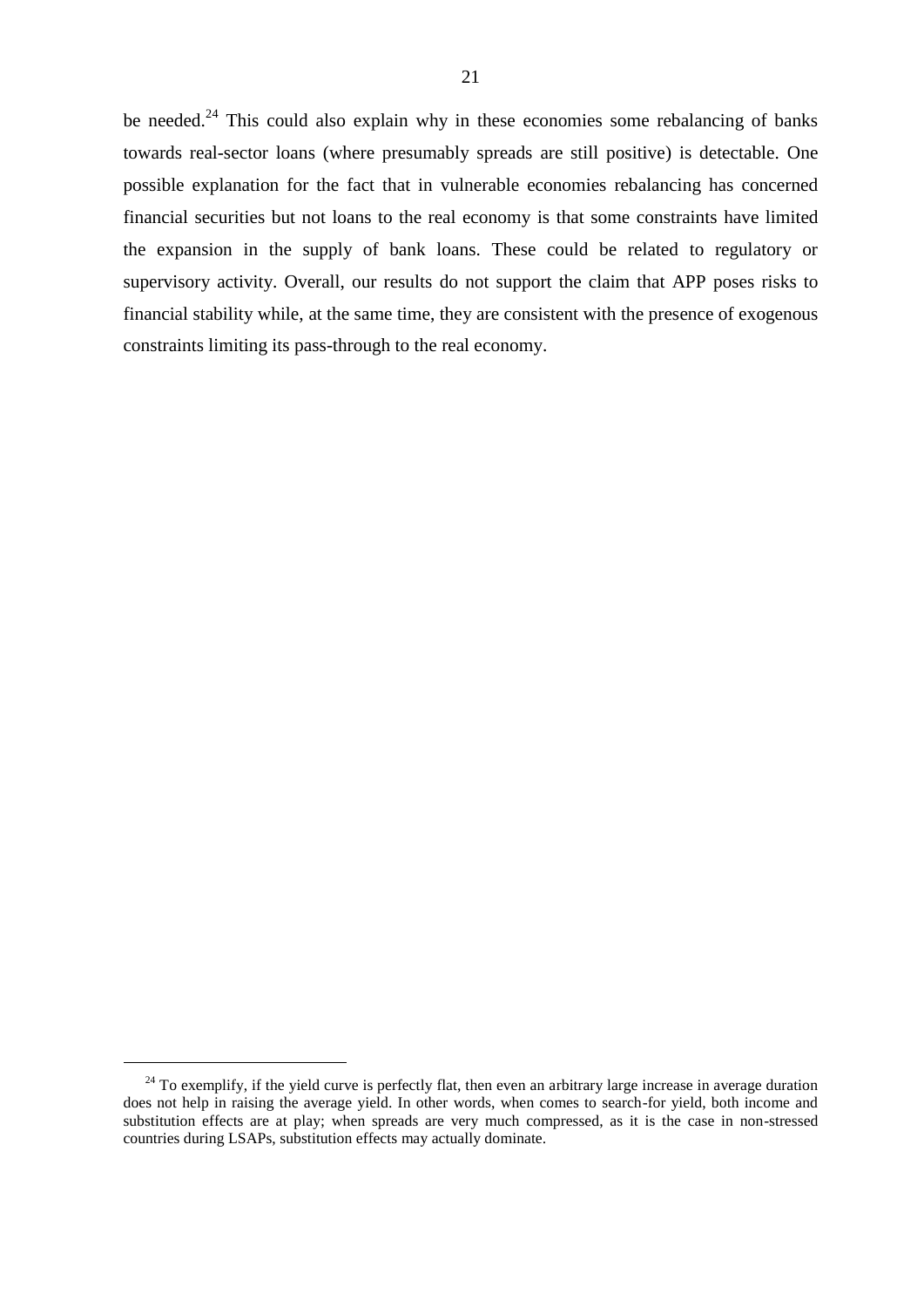be needed.[24] This could also explain why in these economies some rebalancing of banks towards real-sector loans (where presumably spreads are still positive) is detectable. One possible explanation for the fact that in vulnerable economies rebalancing has concerned financial securities but not loans to the real economy is that some constraints have limited the expansion in the supply of bank loans. These could be related to regulatory or supervisory activity. Overall, our results do not support the claim that APP poses risks to financial stability while, at the same time, they are consistent with the presence of exogenous constraints limiting its pass-through to the real economy.

---

[24] To exemplify, if the yield curve is perfectly flat, then even an arbitrary large increase in average duration does not help in raising the average yield. In other words, when comes to search-for yield, both income and substitution effects are at play; when spreads are very much compressed, as it is the case in non-stressed countries during LSAPs, substitution effects may actually dominate.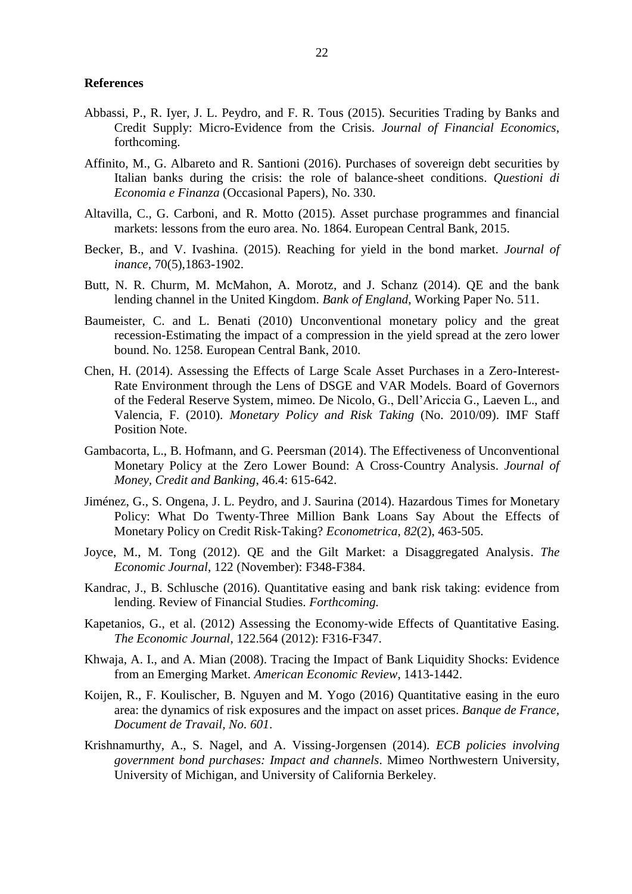**References**

Abbassi, P., R. Iyer, J. L. Peydro, and F. R. Tous (2015). Securities Trading by Banks and Credit Supply: Micro-Evidence from the Crisis. *Journal of Financial Economics*, forthcoming.

Affinito, M., G. Albareto and R. Santioni (2016). Purchases of sovereign debt securities by Italian banks during the crisis: the role of balance-sheet conditions. *Questioni di Economia e Finanza* (Occasional Papers), No. 330.

Altavilla, C., G. Carboni, and R. Motto (2015). Asset purchase programmes and financial markets: lessons from the euro area. No. 1864. European Central Bank, 2015.

Becker, B., and V. Ivashina. (2015). Reaching for yield in the bond market. *Journal of inance*, 70(5),1863-1902.

Butt, N. R. Churm, M. McMahon, A. Morotz, and J. Schanz (2014). QE and the bank lending channel in the United Kingdom. *Bank of England*, Working Paper No. 511.

Baumeister, C. and L. Benati (2010) Unconventional monetary policy and the great recession-Estimating the impact of a compression in the yield spread at the zero lower bound. No. 1258. European Central Bank, 2010.

Chen, H. (2014). Assessing the Effects of Large Scale Asset Purchases in a Zero-Interest-Rate Environment through the Lens of DSGE and VAR Models. Board of Governors of the Federal Reserve System, mimeo. De Nicolo, G., Dell'Ariccia G., Laeven L., and Valencia, F. (2010). *Monetary Policy and Risk Taking* (No. 2010/09). IMF Staff Position Note.

Gambacorta, L., B. Hofmann, and G. Peersman (2014). The Effectiveness of Unconventional Monetary Policy at the Zero Lower Bound: A Cross-Country Analysis. *Journal of Money, Credit and Banking*, 46.4: 615-642.

Jiménez, G., S. Ongena, J. L. Peydro, and J. Saurina (2014). Hazardous Times for Monetary Policy: What Do Twenty-Three Million Bank Loans Say About the Effects of Monetary Policy on Credit Risk-Taking? *Econometrica*, *82*(2), 463-505.

Joyce, M., M. Tong (2012). QE and the Gilt Market: a Disaggregated Analysis. *The Economic Journal*, 122 (November): F348-F384.

Kandrac, J., B. Schlusche (2016). Quantitative easing and bank risk taking: evidence from lending. Review of Financial Studies. *Forthcoming.*

Kapetanios, G., et al. (2012) Assessing the Economy-wide Effects of Quantitative Easing. *The Economic Journal*, 122.564 (2012): F316-F347.

Khwaja, A. I., and A. Mian (2008). Tracing the Impact of Bank Liquidity Shocks: Evidence from an Emerging Market. *American Economic Review*, 1413-1442.

Koijen, R., F. Koulischer, B. Nguyen and M. Yogo (2016) Quantitative easing in the euro area: the dynamics of risk exposures and the impact on asset prices. *Banque de France, Document de Travail, No. 601*.

Krishnamurthy, A., S. Nagel, and A. Vissing-Jorgensen (2014). *ECB policies involving government bond purchases: Impact and channels*. Mimeo Northwestern University, University of Michigan, and University of California Berkeley.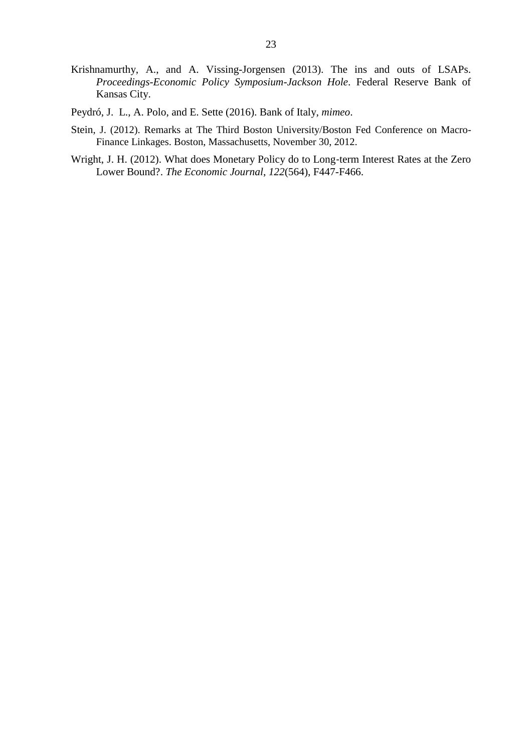Krishnamurthy, A., and A. Vissing-Jorgensen (2013). The ins and outs of LSAPs. *Proceedings-Economic Policy Symposium-Jackson Hole*. Federal Reserve Bank of Kansas City.

Peydró, J. L., A. Polo, and E. Sette (2016). Bank of Italy, *mimeo*.

Stein, J. (2012). Remarks at The Third Boston University/Boston Fed Conference on Macro-Finance Linkages. Boston, Massachusetts, November 30, 2012.

Wright, J. H. (2012). What does Monetary Policy do to Long-term Interest Rates at the Zero Lower Bound?. *The Economic Journal*, *122*(564), F447-F466.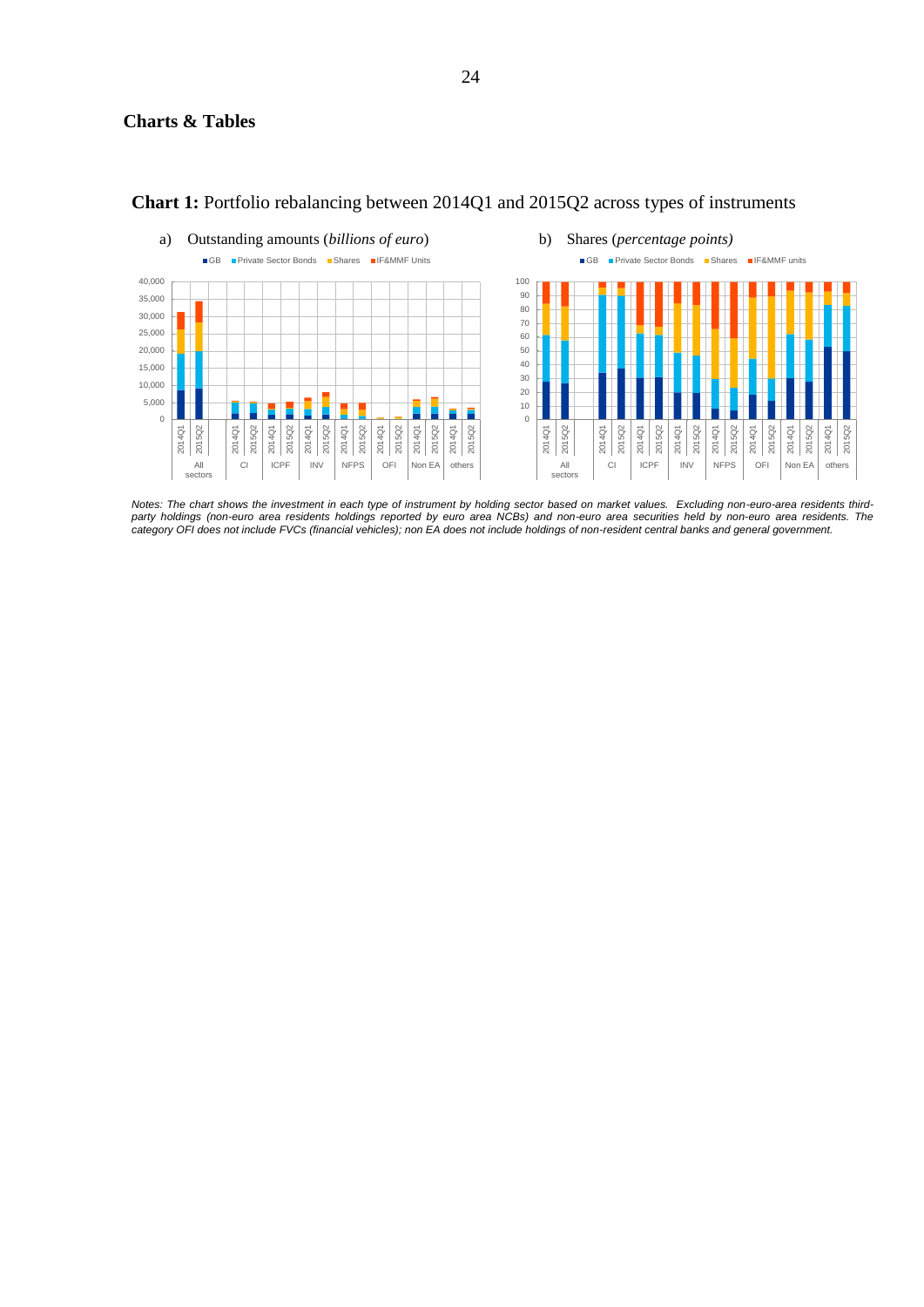## Charts & Tables

**Chart 1:** Portfolio rebalancing between 2014Q1 and 2015Q2 across types of instruments

a) Outstanding amounts (*billions of euro*)

b) Shares (*percentage points)*

*Notes: The chart shows the investment in each type of instrument by holding sector based on market values. Excluding non-euro-area residents third-party holdings (non-euro area residents holdings reported by euro area NCBs) and non-euro area securities held by non-euro area residents. The category OFI does not include FVCs (financial vehicles); non EA does not include holdings of non-resident central banks and general government.*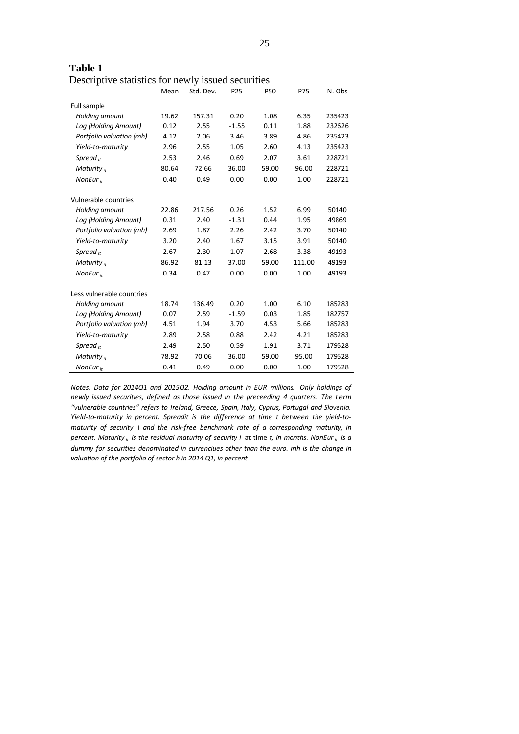**Table 1**

Descriptive statistics for newly issued securities

| | Mean | Std. Dev. | P25 | P50 | P75 | N. Obs |
|---|---|---|---|---|---|---|
| Full sample | | | | | | |
| *Holding amount* | 19.62 | 157.31 | 0.20 | 1.08 | 6.35 | 235423 |
| *Log (Holding Amount)* | 0.12 | 2.55 | -1.55 | 0.11 | 1.88 | 232626 |
| *Portfolio valuation (mh)* | 4.12 | 2.06 | 3.46 | 3.89 | 4.86 | 235423 |
| *Yield-to-maturity* | 2.96 | 2.55 | 1.05 | 2.60 | 4.13 | 235423 |
| *Spread* $_{it}$ | 2.53 | 2.46 | 0.69 | 2.07 | 3.61 | 228721 |
| *Maturity* $_{it}$ | 80.64 | 72.66 | 36.00 | 59.00 | 96.00 | 228721 |
| *NonEur* $_{it}$ | 0.40 | 0.49 | 0.00 | 0.00 | 1.00 | 228721 |
| Vulnerable countries | | | | | | |
| *Holding amount* | 22.86 | 217.56 | 0.26 | 1.52 | 6.99 | 50140 |
| *Log (Holding Amount)* | 0.31 | 2.40 | -1.31 | 0.44 | 1.95 | 49869 |
| *Portfolio valuation (mh)* | 2.69 | 1.87 | 2.26 | 2.42 | 3.70 | 50140 |
| *Yield-to-maturity* | 3.20 | 2.40 | 1.67 | 3.15 | 3.91 | 50140 |
| *Spread* $_{it}$ | 2.67 | 2.30 | 1.07 | 2.68 | 3.38 | 49193 |
| *Maturity* $_{it}$ | 86.92 | 81.13 | 37.00 | 59.00 | 111.00 | 49193 |
| *NonEur* $_{it}$ | 0.34 | 0.47 | 0.00 | 0.00 | 1.00 | 49193 |
| Less vulnerable countries | | | | | | |
| *Holding amount* | 18.74 | 136.49 | 0.20 | 1.00 | 6.10 | 185283 |
| *Log (Holding Amount)* | 0.07 | 2.59 | -1.59 | 0.03 | 1.85 | 182757 |
| *Portfolio valuation (mh)* | 4.51 | 1.94 | 3.70 | 4.53 | 5.66 | 185283 |
| *Yield-to-maturity* | 2.89 | 2.58 | 0.88 | 2.42 | 4.21 | 185283 |
| *Spread* $_{it}$ | 2.49 | 2.50 | 0.59 | 1.91 | 3.71 | 179528 |
| *Maturity* $_{it}$ | 78.92 | 70.06 | 36.00 | 59.00 | 95.00 | 179528 |
| *NonEur* $_{it}$ | 0.41 | 0.49 | 0.00 | 0.00 | 1.00 | 179528 |

*Notes: Data for 2014Q1 and 2015Q2. Holding amount in EUR millions. Only holdings of newly issued securities, defined as those issued in the preceeding 4 quarters. The term "vulnerable countries" refers to Ireland, Greece, Spain, Italy, Cyprus, Portugal and Slovenia. Yield-to-maturity in percent. Spreadit is the difference at time t between the yield-to-maturity of security* i *and the risk-free benchmark rate of a corresponding maturity, in percent. Maturity* $_{it}$ *is the residual maturity of security i* at time *t, in months. NonEur* $_{it}$ *is a dummy for securities denominated in currenciues other than the euro. mh is the change in valuation of the portfolio of sector h in 2014 Q1, in percent.*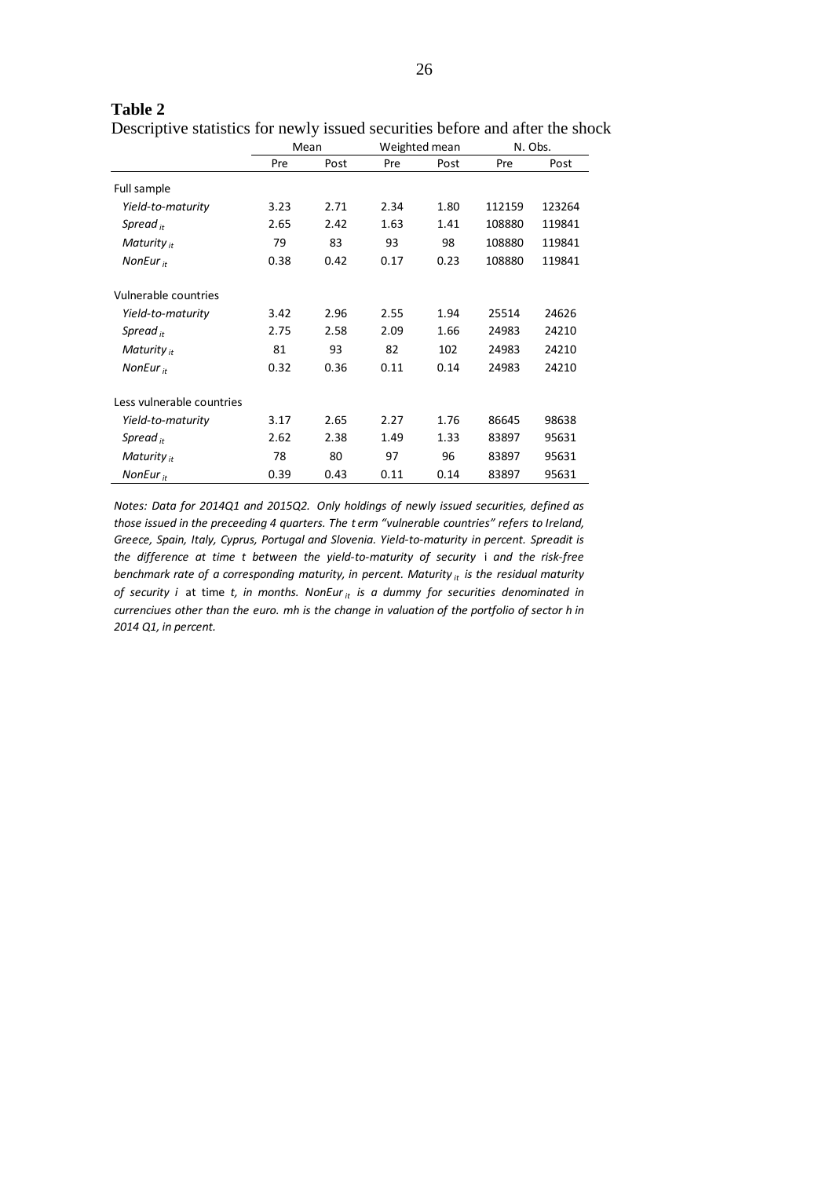**Table 2**

Descriptive statistics for newly issued securities before and after the shock

| | Mean | | Weighted mean | | N. Obs. | |
|---|---|---|---|---|---|---|
| | Pre | Post | Pre | Post | Pre | Post |
| Full sample | | | | | | |
| *Yield-to-maturity* | 3.23 | 2.71 | 2.34 | 1.80 | 112159 | 123264 |
| *Spread$_{it}$* | 2.65 | 2.42 | 1.63 | 1.41 | 108880 | 119841 |
| *Maturity$_{it}$* | 79 | 83 | 93 | 98 | 108880 | 119841 |
| *NonEur$_{it}$* | 0.38 | 0.42 | 0.17 | 0.23 | 108880 | 119841 |
| Vulnerable countries | | | | | | |
| *Yield-to-maturity* | 3.42 | 2.96 | 2.55 | 1.94 | 25514 | 24626 |
| *Spread$_{it}$* | 2.75 | 2.58 | 2.09 | 1.66 | 24983 | 24210 |
| *Maturity$_{it}$* | 81 | 93 | 82 | 102 | 24983 | 24210 |
| *NonEur$_{it}$* | 0.32 | 0.36 | 0.11 | 0.14 | 24983 | 24210 |
| Less vulnerable countries | | | | | | |
| *Yield-to-maturity* | 3.17 | 2.65 | 2.27 | 1.76 | 86645 | 98638 |
| *Spread$_{it}$* | 2.62 | 2.38 | 1.49 | 1.33 | 83897 | 95631 |
| *Maturity$_{it}$* | 78 | 80 | 97 | 96 | 83897 | 95631 |
| *NonEur$_{it}$* | 0.39 | 0.43 | 0.11 | 0.14 | 83897 | 95631 |

*Notes: Data for 2014Q1 and 2015Q2. Only holdings of newly issued securities, defined as those issued in the preceeding 4 quarters. The t erm "vulnerable countries" refers to Ireland, Greece, Spain, Italy, Cyprus, Portugal and Slovenia. Yield-to-maturity in percent. Spreadit is the difference at time t between the yield-to-maturity of security* i *and the risk-free benchmark rate of a corresponding maturity, in percent. Maturity$_{it}$ is the residual maturity of security i* at time *t, in months. NonEur$_{it}$ is a dummy for securities denominated in currenciues other than the euro. mh is the change in valuation of the portfolio of sector h in 2014 Q1, in percent.*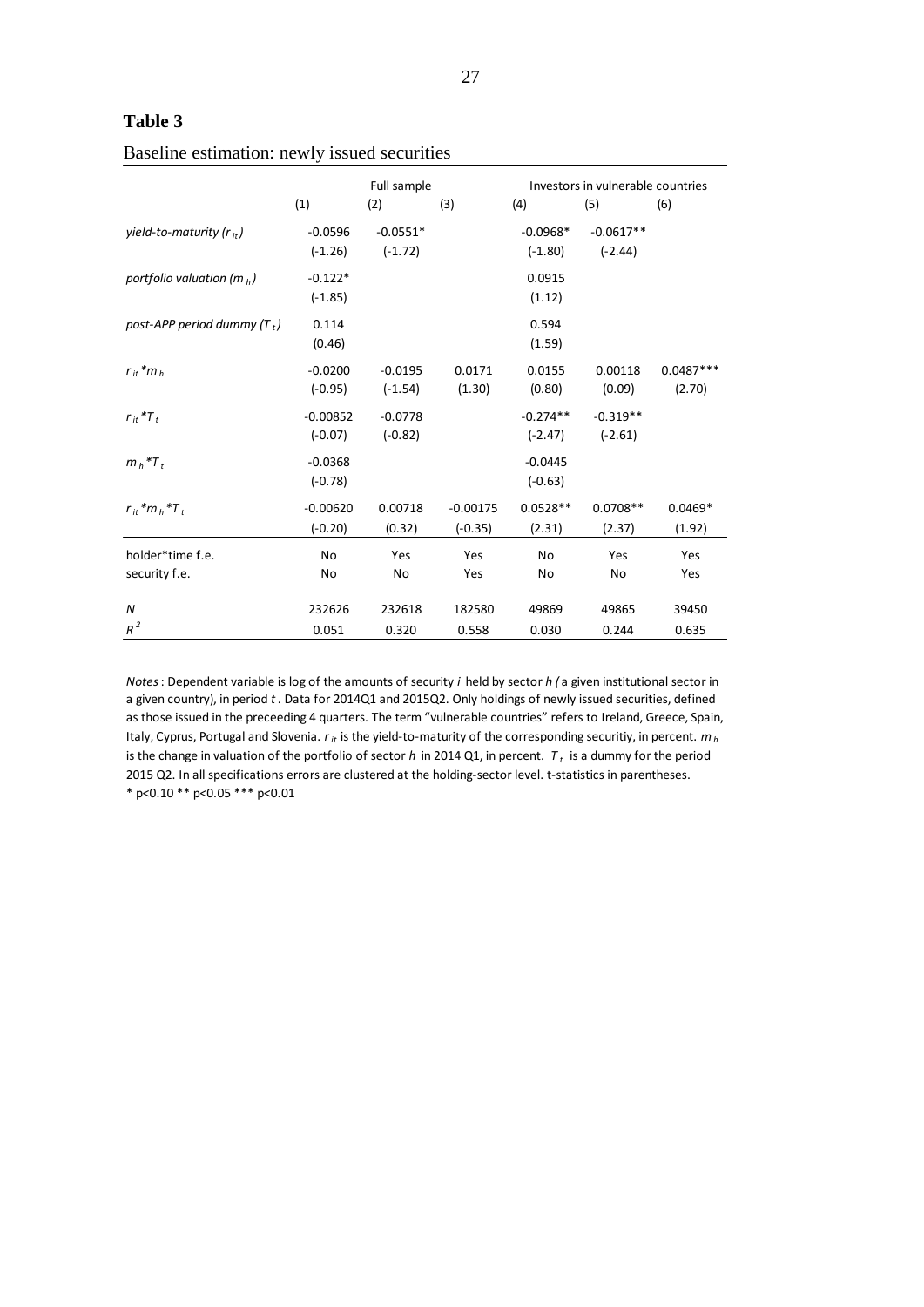**Table 3**

Baseline estimation: newly issued securities

| | Full sample | | | Investors in vulnerable countries | | |
|---|---|---|---|---|---|---|
| | (1) | (2) | (3) | (4) | (5) | (6) |
| *yield-to-maturity* ($r_{it}$) | -0.0596 | -0.0551* | | -0.0968* | -0.0617** | |
| | (-1.26) | (-1.72) | | (-1.80) | (-2.44) | |
| *portfolio valuation* ($m_h$) | -0.122* | | | 0.0915 | | |
| | (-1.85) | | | (1.12) | | |
| *post-APP period dummy* ($T_t$) | 0.114 | | | 0.594 | | |
| | (0.46) | | | (1.59) | | |
| $r_{it}*m_h$ | -0.0200 | -0.0195 | 0.0171 | 0.0155 | 0.00118 | 0.0487*** |
| | (-0.95) | (-1.54) | (1.30) | (0.80) | (0.09) | (2.70) |
| $r_{it}*T_t$ | -0.00852 | -0.0778 | | -0.274** | -0.319** | |
| | (-0.07) | (-0.82) | | (-2.47) | (-2.61) | |
| $m_h*T_t$ | -0.0368 | | | -0.0445 | | |
| | (-0.78) | | | (-0.63) | | |
| $r_{it}*m_h*T_t$ | -0.00620 | 0.00718 | -0.00175 | 0.0528** | 0.0708** | 0.0469* |
| | (-0.20) | (0.32) | (-0.35) | (2.31) | (2.37) | (1.92) |
| holder*time f.e. | No | Yes | Yes | No | Yes | Yes |
| security f.e. | No | No | Yes | No | No | Yes |
| *N* | 232626 | 232618 | 182580 | 49869 | 49865 | 39450 |
| $R^2$ | 0.051 | 0.320 | 0.558 | 0.030 | 0.244 | 0.635 |

*Notes*: Dependent variable is log of the amounts of security *i* held by sector *h (* a given institutional sector in a given country), in period *t*. Data for 2014Q1 and 2015Q2. Only holdings of newly issued securities, defined as those issued in the preceeding 4 quarters. The term "vulnerable countries" refers to Ireland, Greece, Spain, Italy, Cyprus, Portugal and Slovenia. $r_{it}$ is the yield-to-maturity of the corresponding securitiy, in percent. $m_h$ is the change in valuation of the portfolio of sector *h* in 2014 Q1, in percent. $T_t$ is a dummy for the period 2015 Q2. In all specifications errors are clustered at the holding-sector level. t-statistics in parentheses.
* p<0.10 ** p<0.05 *** p<0.01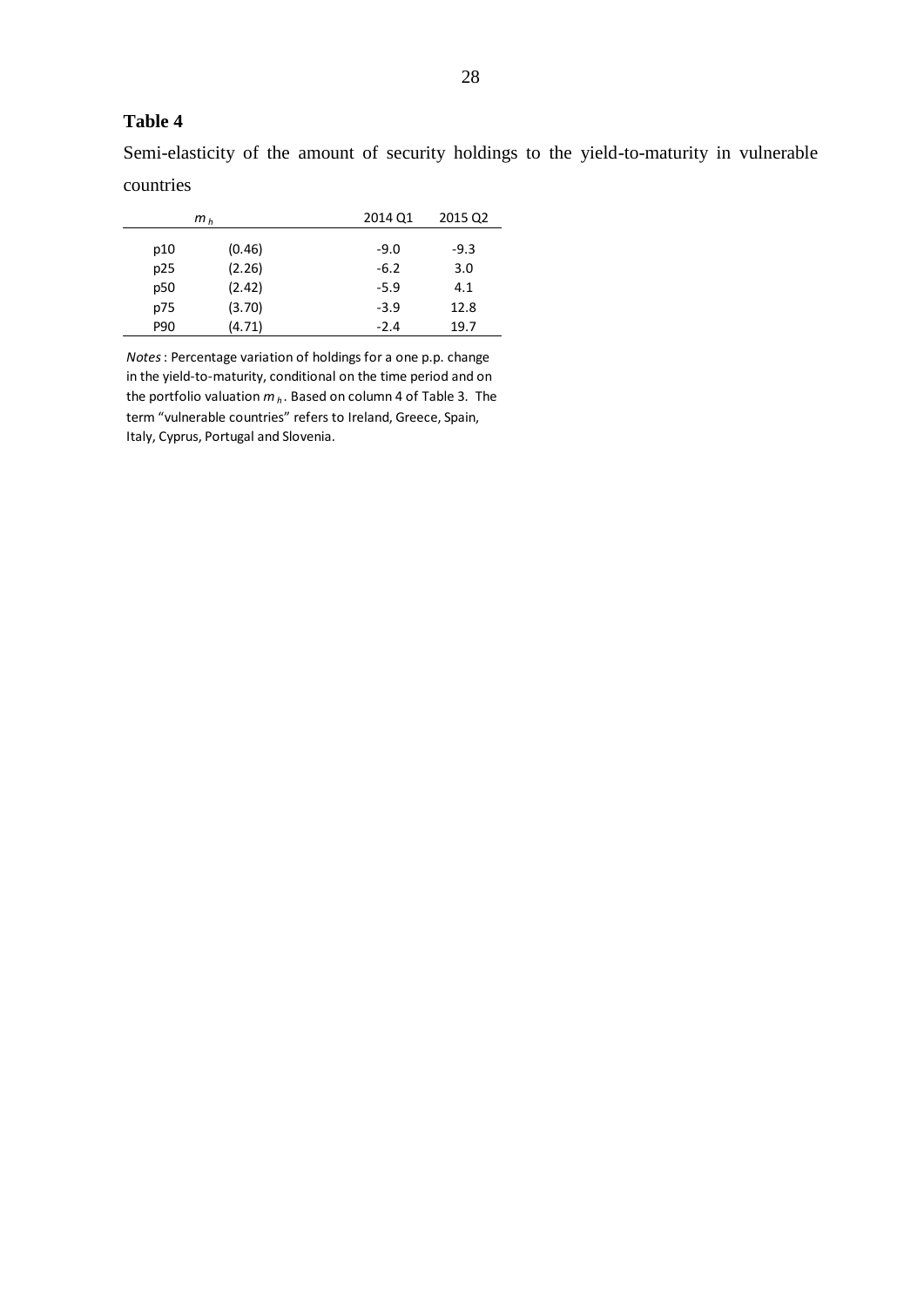**Table 4**

Semi-elasticity of the amount of security holdings to the yield-to-maturity in vulnerable countries

| $m_h$ | | 2014 Q1 | 2015 Q2 |
|---|---|---|---|
| p10 | (0.46) | -9.0 | -9.3 |
| p25 | (2.26) | -6.2 | 3.0 |
| p50 | (2.42) | -5.9 | 4.1 |
| p75 | (3.70) | -3.9 | 12.8 |
| P90 | (4.71) | -2.4 | 19.7 |

*Notes*: Percentage variation of holdings for a one p.p. change in the yield-to-maturity, conditional on the time period and on the portfolio valuation $m_h$. Based on column 4 of Table 3. The term "vulnerable countries" refers to Ireland, Greece, Spain, Italy, Cyprus, Portugal and Slovenia.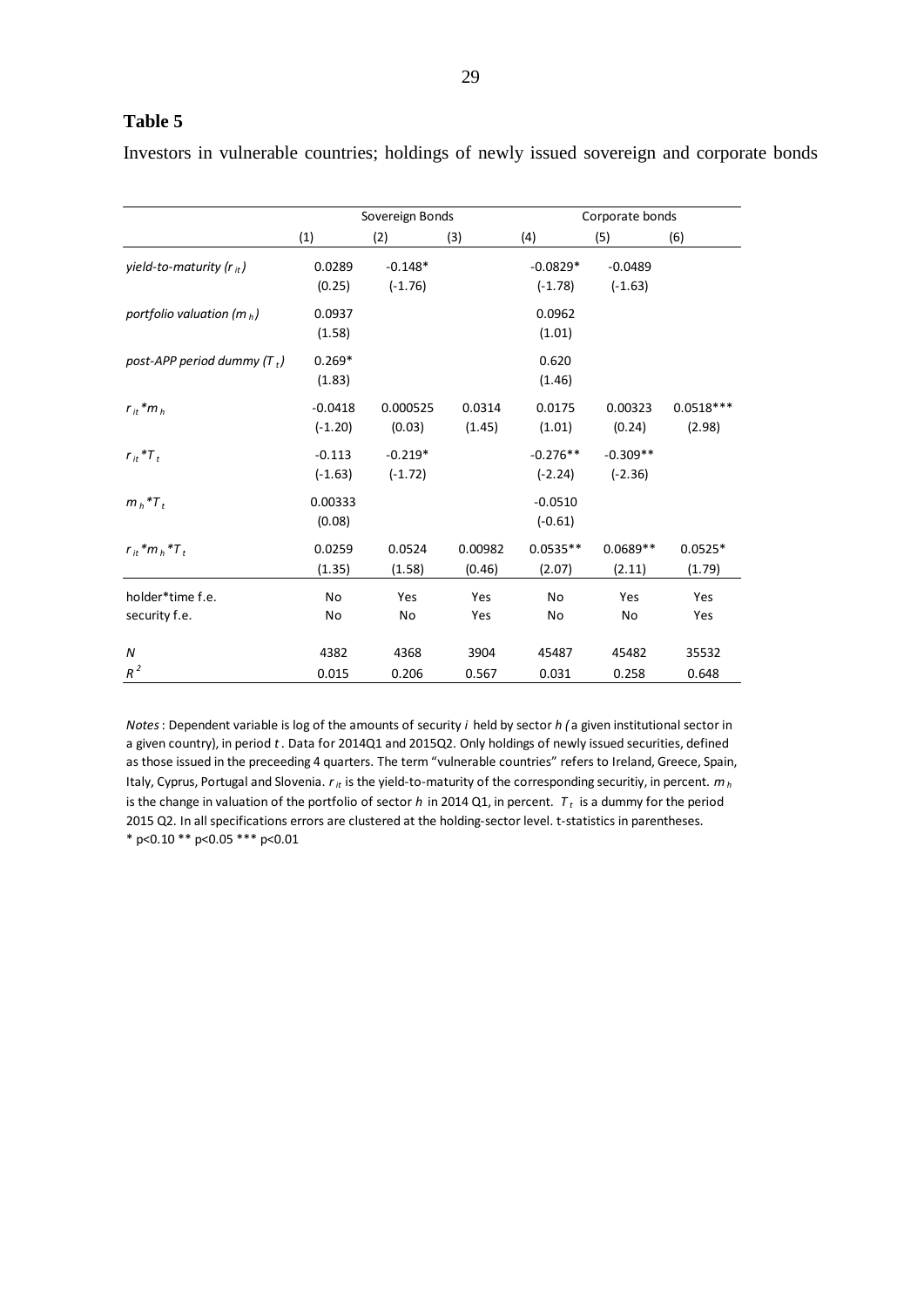**Table 5**

Investors in vulnerable countries; holdings of newly issued sovereign and corporate bonds

| | Sovereign Bonds | | | Corporate bonds | | |
|---|---|---|---|---|---|---|
| | (1) | (2) | (3) | (4) | (5) | (6) |
| *yield-to-maturity* ($r_{it}$) | 0.0289 | -0.148* | | -0.0829* | -0.0489 | |
| | (0.25) | (-1.76) | | (-1.78) | (-1.63) | |
| *portfolio valuation* ($m_h$) | 0.0937 | | | 0.0962 | | |
| | (1.58) | | | (1.01) | | |
| *post-APP period dummy* ($T_t$) | 0.269* | | | 0.620 | | |
| | (1.83) | | | (1.46) | | |
| $r_{it}*m_h$ | -0.0418 | 0.000525 | 0.0314 | 0.0175 | 0.00323 | 0.0518*** |
| | (-1.20) | (0.03) | (1.45) | (1.01) | (0.24) | (2.98) |
| $r_{it}*T_t$ | -0.113 | -0.219* | | -0.276** | -0.309** | |
| | (-1.63) | (-1.72) | | (-2.24) | (-2.36) | |
| $m_h*T_t$ | 0.00333 | | | -0.0510 | | |
| | (0.08) | | | (-0.61) | | |
| $r_{it}*m_h*T_t$ | 0.0259 | 0.0524 | 0.00982 | 0.0535** | 0.0689** | 0.0525* |
| | (1.35) | (1.58) | (0.46) | (2.07) | (2.11) | (1.79) |
| holder*time f.e. | No | Yes | Yes | No | Yes | Yes |
| security f.e. | No | No | Yes | No | No | Yes |
| *N* | 4382 | 4368 | 3904 | 45487 | 45482 | 35532 |
| $R^2$ | 0.015 | 0.206 | 0.567 | 0.031 | 0.258 | 0.648 |

*Notes*: Dependent variable is log of the amounts of security *i* held by sector *h (* a given institutional sector in a given country), in period *t*. Data for 2014Q1 and 2015Q2. Only holdings of newly issued securities, defined as those issued in the preceeding 4 quarters. The term "vulnerable countries" refers to Ireland, Greece, Spain, Italy, Cyprus, Portugal and Slovenia. $r_{it}$ is the yield-to-maturity of the corresponding securitiy, in percent. $m_h$ is the change in valuation of the portfolio of sector *h* in 2014 Q1, in percent. $T_t$ is a dummy for the period 2015 Q2. In all specifications errors are clustered at the holding-sector level. t-statistics in parentheses.
* p<0.10 ** p<0.05 *** p<0.01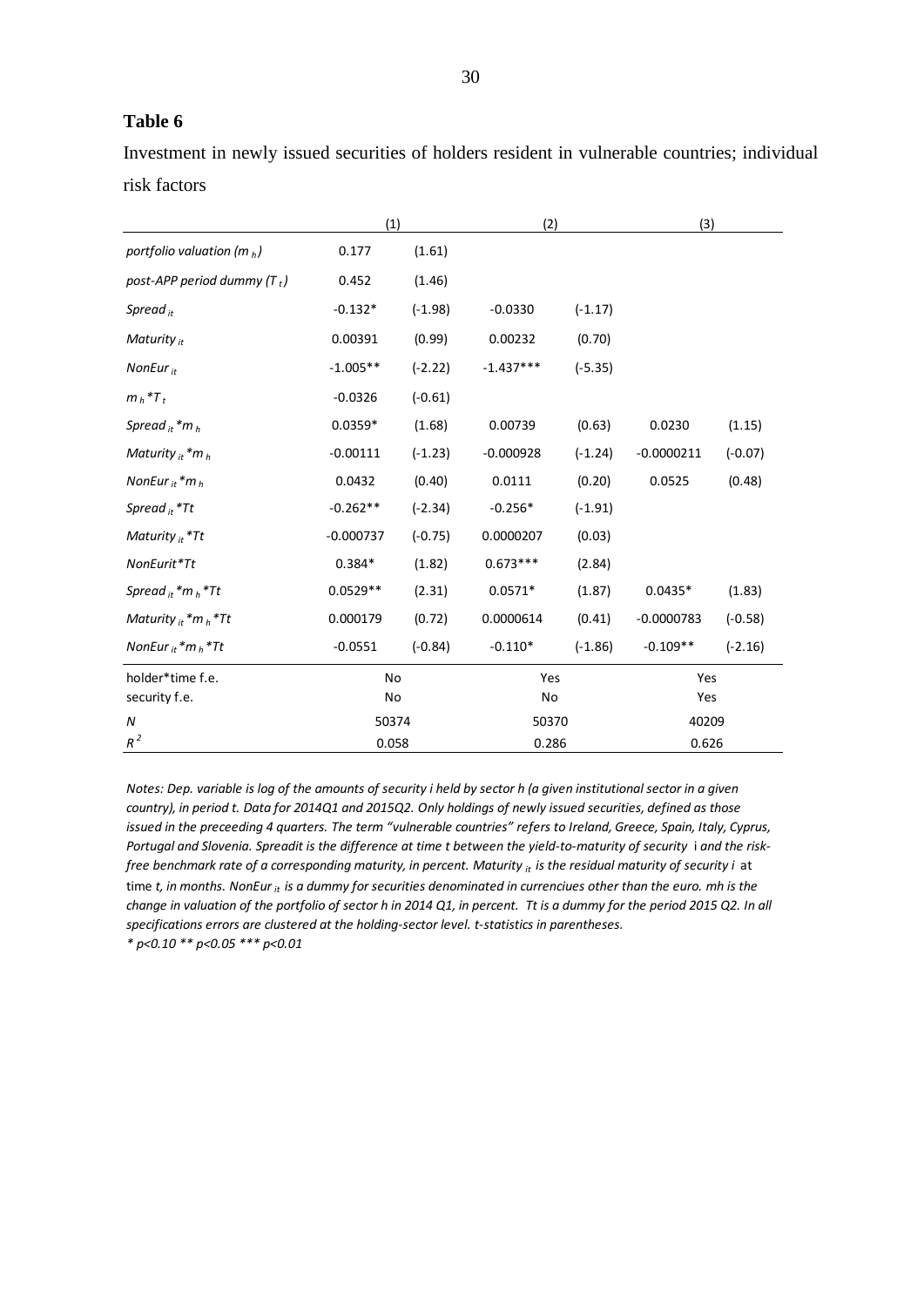**Table 6**

Investment in newly issued securities of holders resident in vulnerable countries; individual risk factors

| | (1) | | (2) | | (3) | |
|---|---|---|---|---|---|---|
| *portfolio valuation ($m_h$)* | 0.177 | (1.61) | | | | |
| *post-APP period dummy ($T_t$)* | 0.452 | (1.46) | | | | |
| *$Spread_{it}$* | -0.132* | (-1.98) | -0.0330 | (-1.17) | | |
| *$Maturity_{it}$* | 0.00391 | (0.99) | 0.00232 | (0.70) | | |
| *$NonEur_{it}$* | -1.005** | (-2.22) | -1.437*** | (-5.35) | | |
| *$m_h$\*$T_t$* | -0.0326 | (-0.61) | | | | |
| *$Spread_{it}$\*$m_h$* | 0.0359* | (1.68) | 0.00739 | (0.63) | 0.0230 | (1.15) |
| *$Maturity_{it}$\*$m_h$* | -0.00111 | (-1.23) | -0.000928 | (-1.24) | -0.0000211 | (-0.07) |
| *$NonEur_{it}$\*$m_h$* | 0.0432 | (0.40) | 0.0111 | (0.20) | 0.0525 | (0.48) |
| *$Spread_{it}$\*Tt* | -0.262** | (-2.34) | -0.256* | (-1.91) | | |
| *$Maturity_{it}$\*Tt* | -0.000737 | (-0.75) | 0.0000207 | (0.03) | | |
| *NonEurit\*Tt* | 0.384* | (1.82) | 0.673*** | (2.84) | | |
| *$Spread_{it}$\*$m_h$\*Tt* | 0.0529** | (2.31) | 0.0571* | (1.87) | 0.0435* | (1.83) |
| *$Maturity_{it}$\*$m_h$\*Tt* | 0.000179 | (0.72) | 0.0000614 | (0.41) | -0.0000783 | (-0.58) |
| *$NonEur_{it}$\*$m_h$\*Tt* | -0.0551 | (-0.84) | -0.110* | (-1.86) | -0.109** | (-2.16) |
| holder\*time f.e. | No | | Yes | | Yes | |
| security f.e. | No | | No | | Yes | |
| *N* | 50374 | | 50370 | | 40209 | |
| $R^2$ | 0.058 | | 0.286 | | 0.626 | |

*Notes: Dep. variable is log of the amounts of security i held by sector h (a given institutional sector in a given country), in period t. Data for 2014Q1 and 2015Q2. Only holdings of newly issued securities, defined as those issued in the preceeding 4 quarters. The term "vulnerable countries" refers to Ireland, Greece, Spain, Italy, Cyprus, Portugal and Slovenia. Spreadit is the difference at time t between the yield-to-maturity of security* i *and the risk-free benchmark rate of a corresponding maturity, in percent. $Maturity_{it}$ is the residual maturity of security i* at time *t, in months. $NonEur_{it}$ is a dummy for securities denominated in currenciues other than the euro. mh is the change in valuation of the portfolio of sector h in 2014 Q1, in percent. Tt is a dummy for the period 2015 Q2. In all specifications errors are clustered at the holding-sector level. t-statistics in parentheses.*

*\* p<0.10 \*\* p<0.05 \*\*\* p<0.01*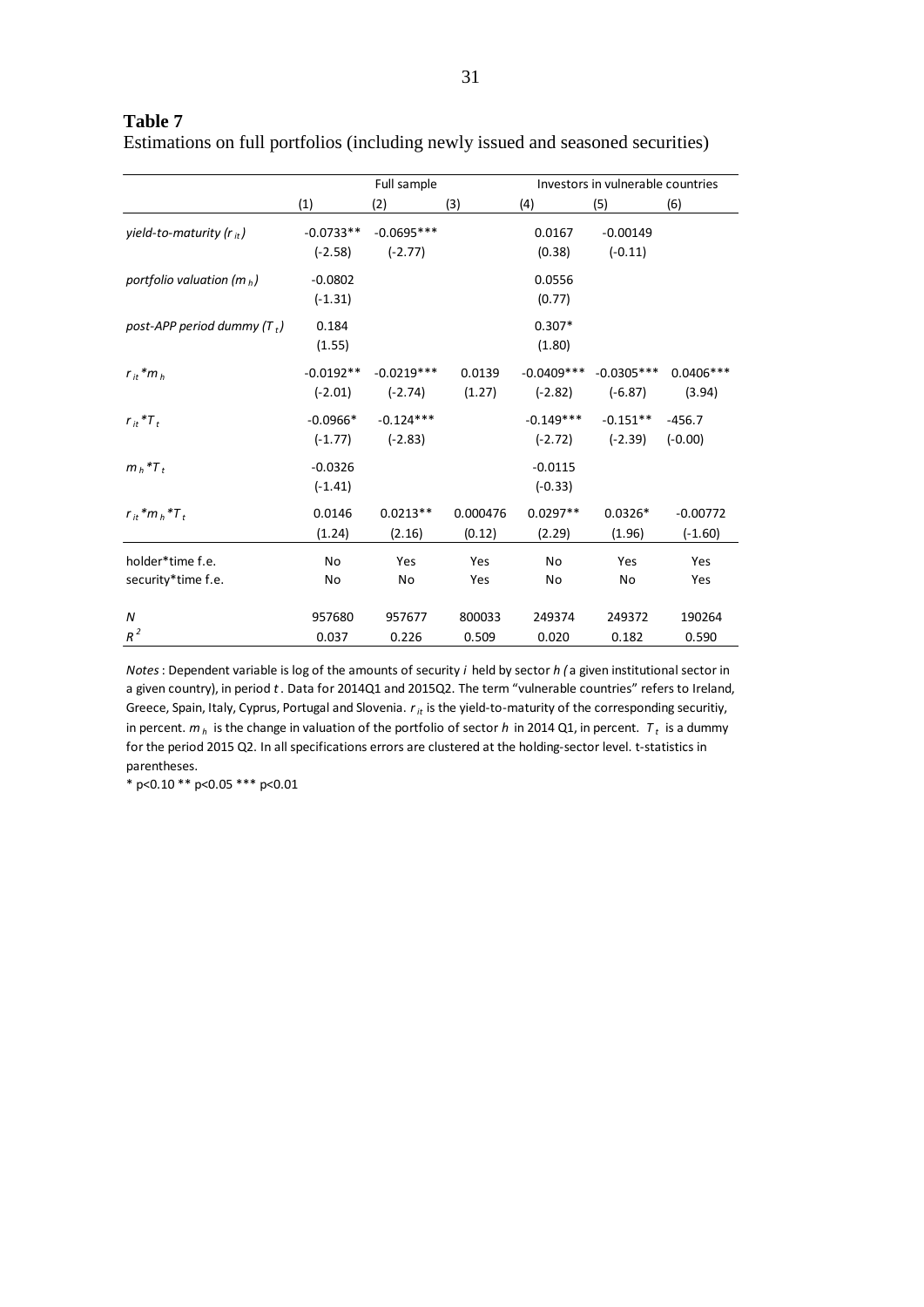**Table 7**

Estimations on full portfolios (including newly issued and seasoned securities)

| | Full sample | | | Investors in vulnerable countries | | |
|---|---|---|---|---|---|---|
| | (1) | (2) | (3) | (4) | (5) | (6) |
| *yield-to-maturity* ($r_{it}$) | -0.0733** | -0.0695*** | | 0.0167 | -0.00149 | |
| | (-2.58) | (-2.77) | | (0.38) | (-0.11) | |
| *portfolio valuation* ($m_h$) | -0.0802 | | | 0.0556 | | |
| | (-1.31) | | | (0.77) | | |
| *post-APP period dummy* ($T_t$) | 0.184 | | | 0.307* | | |
| | (1.55) | | | (1.80) | | |
| $r_{it}*m_h$ | -0.0192** | -0.0219*** | 0.0139 | -0.0409*** | -0.0305*** | 0.0406*** |
| | (-2.01) | (-2.74) | (1.27) | (-2.82) | (-6.87) | (3.94) |
| $r_{it}*T_t$ | -0.0966* | -0.124*** | | -0.149*** | -0.151** | -456.7 |
| | (-1.77) | (-2.83) | | (-2.72) | (-2.39) | (-0.00) |
| $m_h*T_t$ | -0.0326 | | | -0.0115 | | |
| | (-1.41) | | | (-0.33) | | |
| $r_{it}*m_h*T_t$ | 0.0146 | 0.0213** | 0.000476 | 0.0297** | 0.0326* | -0.00772 |
| | (1.24) | (2.16) | (0.12) | (2.29) | (1.96) | (-1.60) |
| holder*time f.e. | No | Yes | Yes | No | Yes | Yes |
| security*time f.e. | No | No | Yes | No | No | Yes |
| $N$ | 957680 | 957677 | 800033 | 249374 | 249372 | 190264 |
| $R^2$ | 0.037 | 0.226 | 0.509 | 0.020 | 0.182 | 0.590 |

*Notes*: Dependent variable is log of the amounts of security *i* held by sector *h (* a given institutional sector in a given country), in period *t*. Data for 2014Q1 and 2015Q2. The term "vulnerable countries" refers to Ireland, Greece, Spain, Italy, Cyprus, Portugal and Slovenia. $r_{it}$ is the yield-to-maturity of the corresponding securitiy, in percent. $m_h$ is the change in valuation of the portfolio of sector *h* in 2014 Q1, in percent. $T_t$ is a dummy for the period 2015 Q2. In all specifications errors are clustered at the holding-sector level. t-statistics in parentheses.

* p<0.10 ** p<0.05 *** p<0.01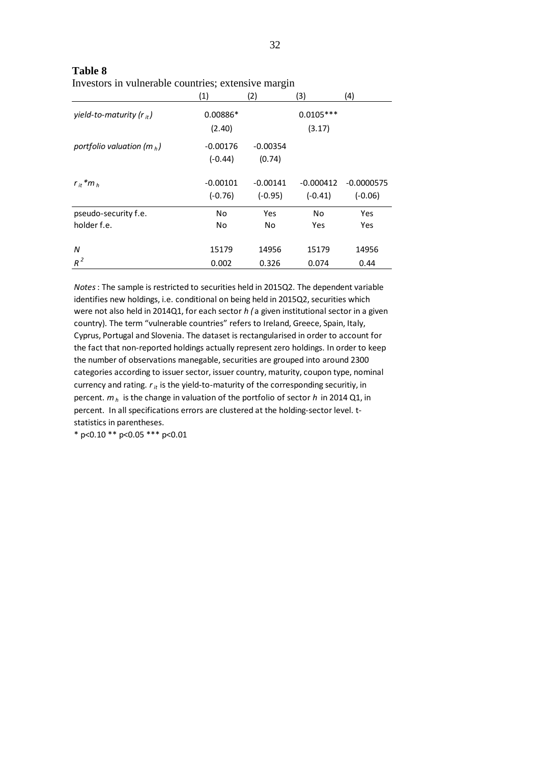**Table 8**

Investors in vulnerable countries; extensive margin

| | (1) | (2) | (3) | (4) |
|---|---|---|---|---|
| *yield-to-maturity* ($r_{it}$) | 0.00886* | | 0.0105*** | |
| | (2.40) | | (3.17) | |
| *portfolio valuation* ($m_h$) | -0.00176 | -0.00354 | | |
| | (-0.44) | (0.74) | | |
| $r_{it}{}^*m_h$ | -0.00101 | -0.00141 | -0.000412 | -0.0000575 |
| | (-0.76) | (-0.95) | (-0.41) | (-0.06) |
| pseudo-security f.e. | No | Yes | No | Yes |
| holder f.e. | No | No | Yes | Yes |
| *N* | 15179 | 14956 | 15179 | 14956 |
| $R^2$ | 0.002 | 0.326 | 0.074 | 0.44 |

*Notes* : The sample is restricted to securities held in 2015Q2. The dependent variable identifies new holdings, i.e. conditional on being held in 2015Q2, securities which were not also held in 2014Q1, for each sector *h (* a given institutional sector in a given country). The term "vulnerable countries" refers to Ireland, Greece, Spain, Italy, Cyprus, Portugal and Slovenia. The dataset is rectangularised in order to account for the fact that non-reported holdings actually represent zero holdings. In order to keep the number of observations manegable, securities are grouped into around 2300 categories according to issuer sector, issuer country, maturity, coupon type, nominal currency and rating. $r_{it}$ is the yield-to-maturity of the corresponding securitiy, in percent. $m_h$ is the change in valuation of the portfolio of sector *h* in 2014 Q1, in percent. In all specifications errors are clustered at the holding-sector level. t-statistics in parentheses.

\* p<0.10 ** p<0.05 *** p<0.01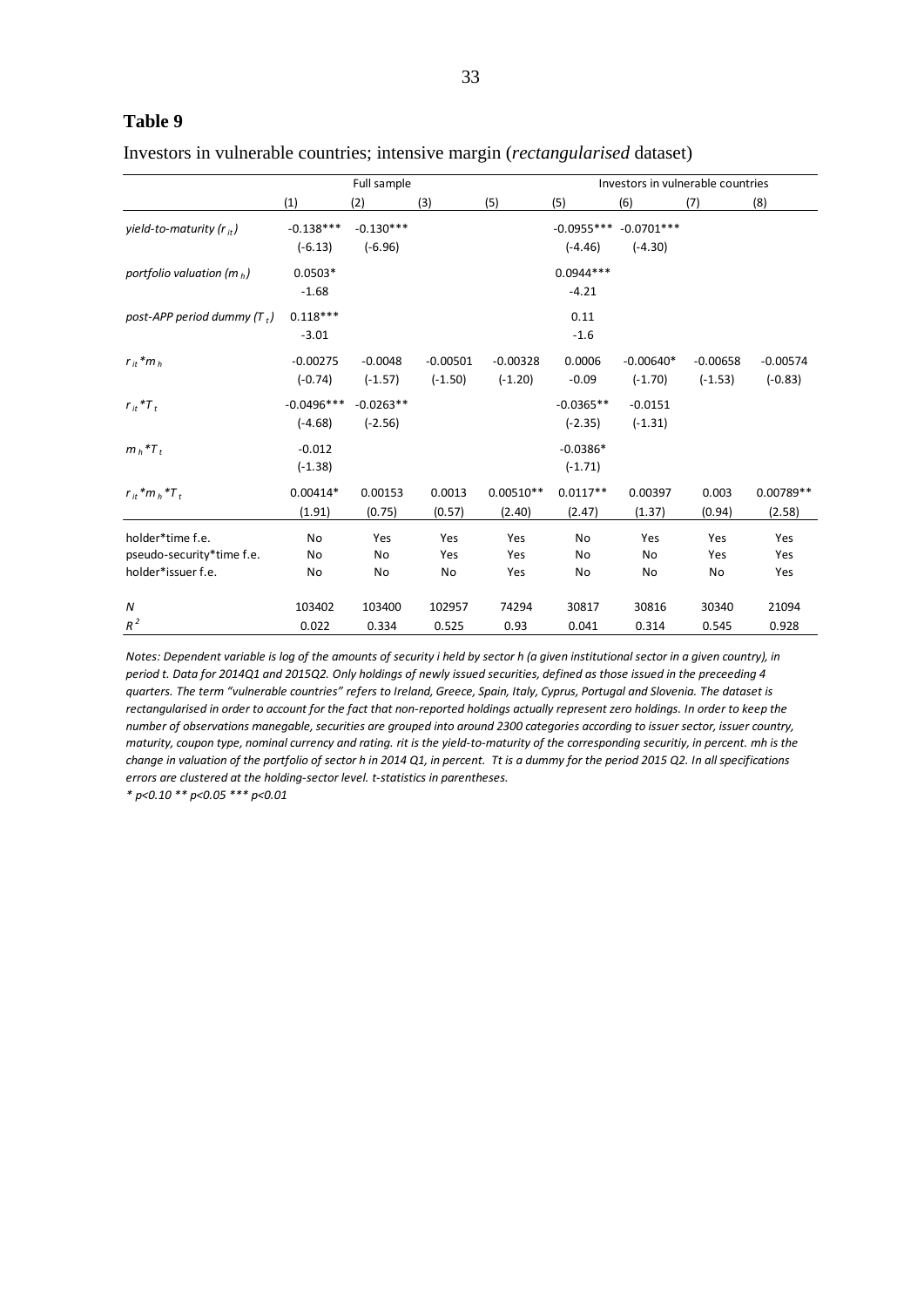## Table 9

Investors in vulnerable countries; intensive margin (*rectangularised* dataset)

| | Full sample | | | | Investors in vulnerable countries | | | |
|---|---|---|---|---|---|---|---|---|
| | (1) | (2) | (3) | (5) | (5) | (6) | (7) | (8) |
| *yield-to-maturity* ($r_{it}$) | -0.138*** | -0.130*** | | | -0.0955*** | -0.0701*** | | |
| | (-6.13) | (-6.96) | | | (-4.46) | (-4.30) | | |
| *portfolio valuation* ($m_h$) | 0.0503* | | | | 0.0944*** | | | |
| | -1.68 | | | | -4.21 | | | |
| *post-APP period dummy* ($T_t$) | 0.118*** | | | | 0.11 | | | |
| | -3.01 | | | | -1.6 | | | |
| $r_{it}*m_h$ | -0.00275 | -0.0048 | -0.00501 | -0.00328 | 0.0006 | -0.00640* | -0.00658 | -0.00574 |
| | (-0.74) | (-1.57) | (-1.50) | (-1.20) | -0.09 | (-1.70) | (-1.53) | (-0.83) |
| $r_{it}*T_t$ | -0.0496*** | -0.0263** | | | -0.0365** | -0.0151 | | |
| | (-4.68) | (-2.56) | | | (-2.35) | (-1.31) | | |
| $m_h*T_t$ | -0.012 | | | | -0.0386* | | | |
| | (-1.38) | | | | (-1.71) | | | |
| $r_{it}*m_h*T_t$ | 0.00414* | 0.00153 | 0.0013 | 0.00510** | 0.0117** | 0.00397 | 0.003 | 0.00789** |
| | (1.91) | (0.75) | (0.57) | (2.40) | (2.47) | (1.37) | (0.94) | (2.58) |
| holder*time f.e. | No | Yes | Yes | Yes | No | Yes | Yes | Yes |
| pseudo-security*time f.e. | No | No | Yes | Yes | No | No | Yes | Yes |
| holder*issuer f.e. | No | No | No | Yes | No | No | No | Yes |
| *N* | 103402 | 103400 | 102957 | 74294 | 30817 | 30816 | 30340 | 21094 |
| $R^2$ | 0.022 | 0.334 | 0.525 | 0.93 | 0.041 | 0.314 | 0.545 | 0.928 |

*Notes: Dependent variable is log of the amounts of security i held by sector h (a given institutional sector in a given country), in period t. Data for 2014Q1 and 2015Q2. Only holdings of newly issued securities, defined as those issued in the preceeding 4 quarters. The term "vulnerable countries" refers to Ireland, Greece, Spain, Italy, Cyprus, Portugal and Slovenia. The dataset is rectangularised in order to account for the fact that non-reported holdings actually represent zero holdings. In order to keep the number of observations manegable, securities are grouped into around 2300 categories according to issuer sector, issuer country, maturity, coupon type, nominal currency and rating. rit is the yield-to-maturity of the corresponding securitiy, in percent. mh is the change in valuation of the portfolio of sector h in 2014 Q1, in percent. Tt is a dummy for the period 2015 Q2. In all specifications errors are clustered at the holding-sector level. t-statistics in parentheses.*

*\* p<0.10 \*\* p<0.05 \*\*\* p<0.01*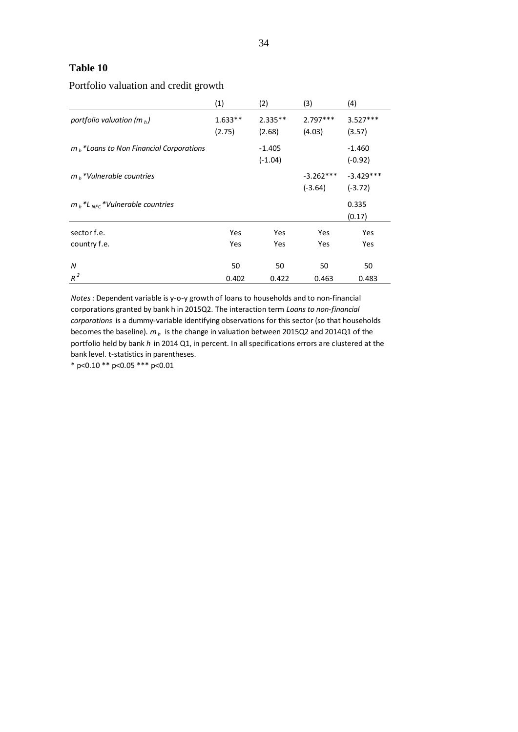## Table 10

Portfolio valuation and credit growth

| | (1) | (2) | (3) | (4) |
|---|---|---|---|---|
| *portfolio valuation ($m_h$)* | 1.633** | 2.335** | 2.797*** | 3.527*** |
| | (2.75) | (2.68) | (4.03) | (3.57) |
| *$m_h$\*Loans to Non Financial Corporations* | | -1.405 | | -1.460 |
| | | (-1.04) | | (-0.92) |
| *$m_h$\*Vulnerable countries* | | | -3.262*** | -3.429*** |
| | | | (-3.64) | (-3.72) |
| *$m_h$\*$L_{NFC}$\*Vulnerable countries* | | | | 0.335 |
| | | | | (0.17) |
| sector f.e. | Yes | Yes | Yes | Yes |
| country f.e. | Yes | Yes | Yes | Yes |
| *N* | 50 | 50 | 50 | 50 |
| $R^2$ | 0.402 | 0.422 | 0.463 | 0.483 |

*Notes*: Dependent variable is y-o-y growth of loans to households and to non-financial corporations granted by bank h in 2015Q2. The interaction term *Loans to non-financial corporations* is a dummy-variable identifying observations for this sector (so that households becomes the baseline). $m_h$ is the change in valuation between 2015Q2 and 2014Q1 of the portfolio held by bank *h* in 2014 Q1, in percent. In all specifications errors are clustered at the bank level. t-statistics in parentheses.

\* p<0.10 ** p<0.05 *** p<0.01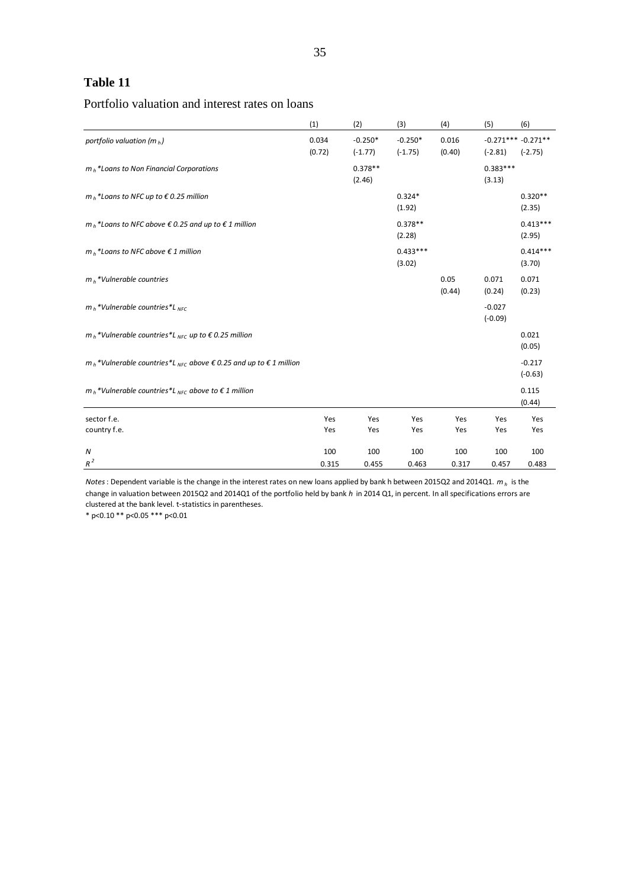## Table 11

Portfolio valuation and interest rates on loans

| | (1) | (2) | (3) | (4) | (5) | (6) |
|---|---|---|---|---|---|---|
| *portfolio valuation ($m_h$)* | 0.034 | -0.250* | -0.250* | 0.016 | -0.271*** | -0.271** |
| | (0.72) | (-1.77) | (-1.75) | (0.40) | (-2.81) | (-2.75) |
| *$m_h$\*Loans to Non Financial Corporations* | | 0.378** | | | 0.383*** | |
| | | (2.46) | | | (3.13) | |
| *$m_h$\*Loans to NFC up to € 0.25 million* | | | 0.324* | | | 0.320** |
| | | | (1.92) | | | (2.35) |
| *$m_h$\*Loans to NFC above € 0.25 and up to € 1 million* | | | 0.378** | | | 0.413*** |
| | | | (2.28) | | | (2.95) |
| *$m_h$\*Loans to NFC above € 1 million* | | | 0.433*** | | | 0.414*** |
| | | | (3.02) | | | (3.70) |
| *$m_h$\*Vulnerable countries* | | | | 0.05 | 0.071 | 0.071 |
| | | | | (0.44) | (0.24) | (0.23) |
| *$m_h$\*Vulnerable countries\*$L_{NFC}$* | | | | | -0.027 | |
| | | | | | (-0.09) | |
| *$m_h$\*Vulnerable countries\*$L_{NFC}$ up to € 0.25 million* | | | | | | 0.021 |
| | | | | | | (0.05) |
| *$m_h$\*Vulnerable countries\*$L_{NFC}$ above € 0.25 and up to € 1 million* | | | | | | -0.217 |
| | | | | | | (-0.63) |
| *$m_h$\*Vulnerable countries\*$L_{NFC}$ above to € 1 million* | | | | | | 0.115 |
| | | | | | | (0.44) |
| sector f.e. | Yes | Yes | Yes | Yes | Yes | Yes |
| country f.e. | Yes | Yes | Yes | Yes | Yes | Yes |
| *N* | 100 | 100 | 100 | 100 | 100 | 100 |
| $R^2$ | 0.315 | 0.455 | 0.463 | 0.317 | 0.457 | 0.483 |

*Notes* : Dependent variable is the change in the interest rates on new loans applied by bank h between 2015Q2 and 2014Q1. $m_h$ is the change in valuation between 2015Q2 and 2014Q1 of the portfolio held by bank *h* in 2014 Q1, in percent. In all specifications errors are clustered at the bank level. t-statistics in parentheses.

\* p<0.10 ** p<0.05 *** p<0.01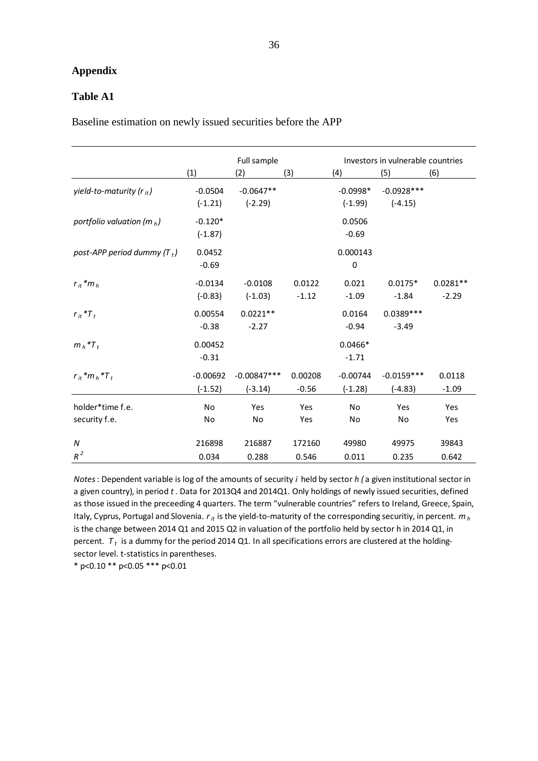## Appendix

### Table A1

Baseline estimation on newly issued securities before the APP

| | Full sample | | | Investors in vulnerable countries | | |
|---|---|---|---|---|---|---|
| | (1) | (2) | (3) | (4) | (5) | (6) |
| *yield-to-maturity* ($r_{it}$) | -0.0504 | -0.0647** | | -0.0998* | -0.0928*** | |
| | (-1.21) | (-2.29) | | (-1.99) | (-4.15) | |
| *portfolio valuation* ($m_h$) | -0.120* | | | 0.0506 | | |
| | (-1.87) | | | -0.69 | | |
| *post-APP period dummy* ($T_t$) | 0.0452 | | | 0.000143 | | |
| | -0.69 | | | 0 | | |
| $r_{it}*m_h$ | -0.0134 | -0.0108 | 0.0122 | 0.021 | 0.0175* | 0.0281** |
| | (-0.83) | (-1.03) | -1.12 | -1.09 | -1.84 | -2.29 |
| $r_{it}*T_t$ | 0.00554 | 0.0221** | | 0.0164 | 0.0389*** | |
| | -0.38 | -2.27 | | -0.94 | -3.49 | |
| $m_h*T_t$ | 0.00452 | | | 0.0466* | | |
| | -0.31 | | | -1.71 | | |
| $r_{it}*m_h*T_t$ | -0.00692 | -0.00847*** | 0.00208 | -0.00744 | -0.0159*** | 0.0118 |
| | (-1.52) | (-3.14) | -0.56 | (-1.28) | (-4.83) | -1.09 |
| holder*time f.e. | No | Yes | Yes | No | Yes | Yes |
| security f.e. | No | No | Yes | No | No | Yes |
| $N$ | 216898 | 216887 | 172160 | 49980 | 49975 | 39843 |
| $R^2$ | 0.034 | 0.288 | 0.546 | 0.011 | 0.235 | 0.642 |

*Notes* : Dependent variable is log of the amounts of security *i* held by sector *h (* a given institutional sector in a given country), in period *t* . Data for 2013Q4 and 2014Q1. Only holdings of newly issued securities, defined as those issued in the preceeding 4 quarters. The term "vulnerable countries" refers to Ireland, Greece, Spain, Italy, Cyprus, Portugal and Slovenia. $r_{it}$ is the yield-to-maturity of the corresponding securitiy, in percent. $m_h$ is the change between 2014 Q1 and 2015 Q2 in valuation of the portfolio held by sector h in 2014 Q1, in percent. $T_t$ is a dummy for the period 2014 Q1. In all specifications errors are clustered at the holding-sector level. t-statistics in parentheses.

* p<0.10 ** p<0.05 *** p<0.01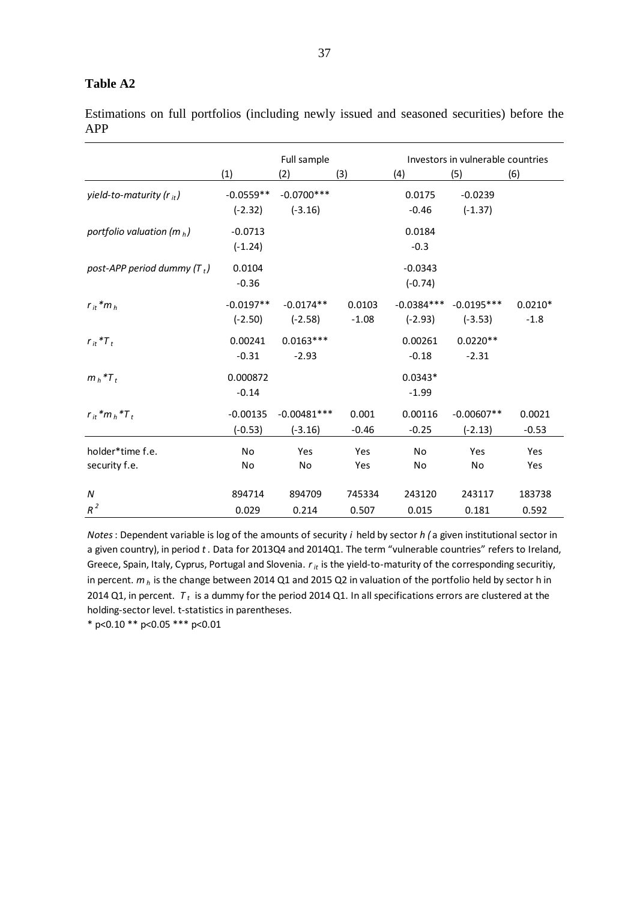**Table A2**

Estimations on full portfolios (including newly issued and seasoned securities) before the APP

| | Full sample | | | Investors in vulnerable countries | | |
|---|---|---|---|---|---|---|
| | (1) | (2) | (3) | (4) | (5) | (6) |
| *yield-to-maturity* ($r_{it}$) | -0.0559** | -0.0700*** | | 0.0175 | -0.0239 | |
| | (-2.32) | (-3.16) | | -0.46 | (-1.37) | |
| *portfolio valuation* ($m_h$) | -0.0713 | | | 0.0184 | | |
| | (-1.24) | | | -0.3 | | |
| *post-APP period dummy* ($T_t$) | 0.0104 | | | -0.0343 | | |
| | -0.36 | | | (-0.74) | | |
| $r_{it}*m_h$ | -0.0197** | -0.0174** | 0.0103 | -0.0384*** | -0.0195*** | 0.0210* |
| | (-2.50) | (-2.58) | -1.08 | (-2.93) | (-3.53) | -1.8 |
| $r_{it}*T_t$ | 0.00241 | 0.0163*** | | 0.00261 | 0.0220** | |
| | -0.31 | -2.93 | | -0.18 | -2.31 | |
| $m_h*T_t$ | 0.000872 | | | 0.0343* | | |
| | -0.14 | | | -1.99 | | |
| $r_{it}*m_h*T_t$ | -0.00135 | -0.00481*** | 0.001 | 0.00116 | -0.00607** | 0.0021 |
| | (-0.53) | (-3.16) | -0.46 | -0.25 | (-2.13) | -0.53 |
| holder*time f.e. | No | Yes | Yes | No | Yes | Yes |
| security f.e. | No | No | Yes | No | No | Yes |
| *N* | 894714 | 894709 | 745334 | 243120 | 243117 | 183738 |
| $R^2$ | 0.029 | 0.214 | 0.507 | 0.015 | 0.181 | 0.592 |

*Notes*: Dependent variable is log of the amounts of security *i* held by sector *h (* a given institutional sector in a given country), in period *t*. Data for 2013Q4 and 2014Q1. The term "vulnerable countries" refers to Ireland, Greece, Spain, Italy, Cyprus, Portugal and Slovenia. $r_{it}$ is the yield-to-maturity of the corresponding securitiy, in percent. $m_h$ is the change between 2014 Q1 and 2015 Q2 in valuation of the portfolio held by sector h in 2014 Q1, in percent. $T_t$ is a dummy for the period 2014 Q1. In all specifications errors are clustered at the holding-sector level. t-statistics in parentheses.

\* p<0.10 ** p<0.05 *** p<0.01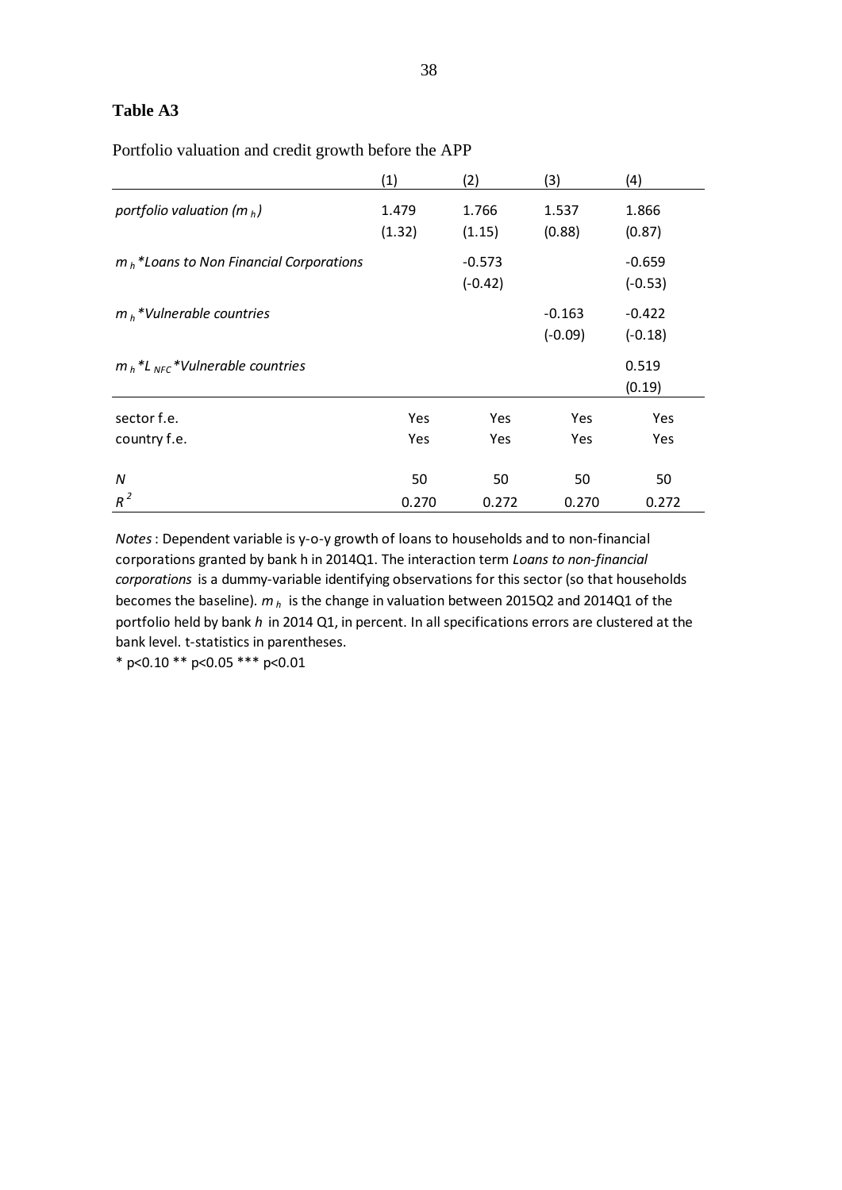**Table A3**

Portfolio valuation and credit growth before the APP

| | (1) | (2) | (3) | (4) |
|---|---|---|---|---|
| *portfolio valuation ($m_h$)* | 1.479 | 1.766 | 1.537 | 1.866 |
| | (1.32) | (1.15) | (0.88) | (0.87) |
| *$m_h$\*Loans to Non Financial Corporations* | | -0.573 | | -0.659 |
| | | (-0.42) | | (-0.53) |
| *$m_h$\*Vulnerable countries* | | | -0.163 | -0.422 |
| | | | (-0.09) | (-0.18) |
| *$m_h$\*$L_{NFC}$\*Vulnerable countries* | | | | 0.519 |
| | | | | (0.19) |
| sector f.e. | Yes | Yes | Yes | Yes |
| country f.e. | Yes | Yes | Yes | Yes |
| *N* | 50 | 50 | 50 | 50 |
| $R^2$ | 0.270 | 0.272 | 0.270 | 0.272 |

*Notes* : Dependent variable is y-o-y growth of loans to households and to non-financial corporations granted by bank h in 2014Q1. The interaction term *Loans to non-financial corporations* is a dummy-variable identifying observations for this sector (so that households becomes the baseline). $m_h$ is the change in valuation between 2015Q2 and 2014Q1 of the portfolio held by bank *h* in 2014 Q1, in percent. In all specifications errors are clustered at the bank level. t-statistics in parentheses.

\* p<0.10 \*\* p<0.05 \*\*\* p<0.01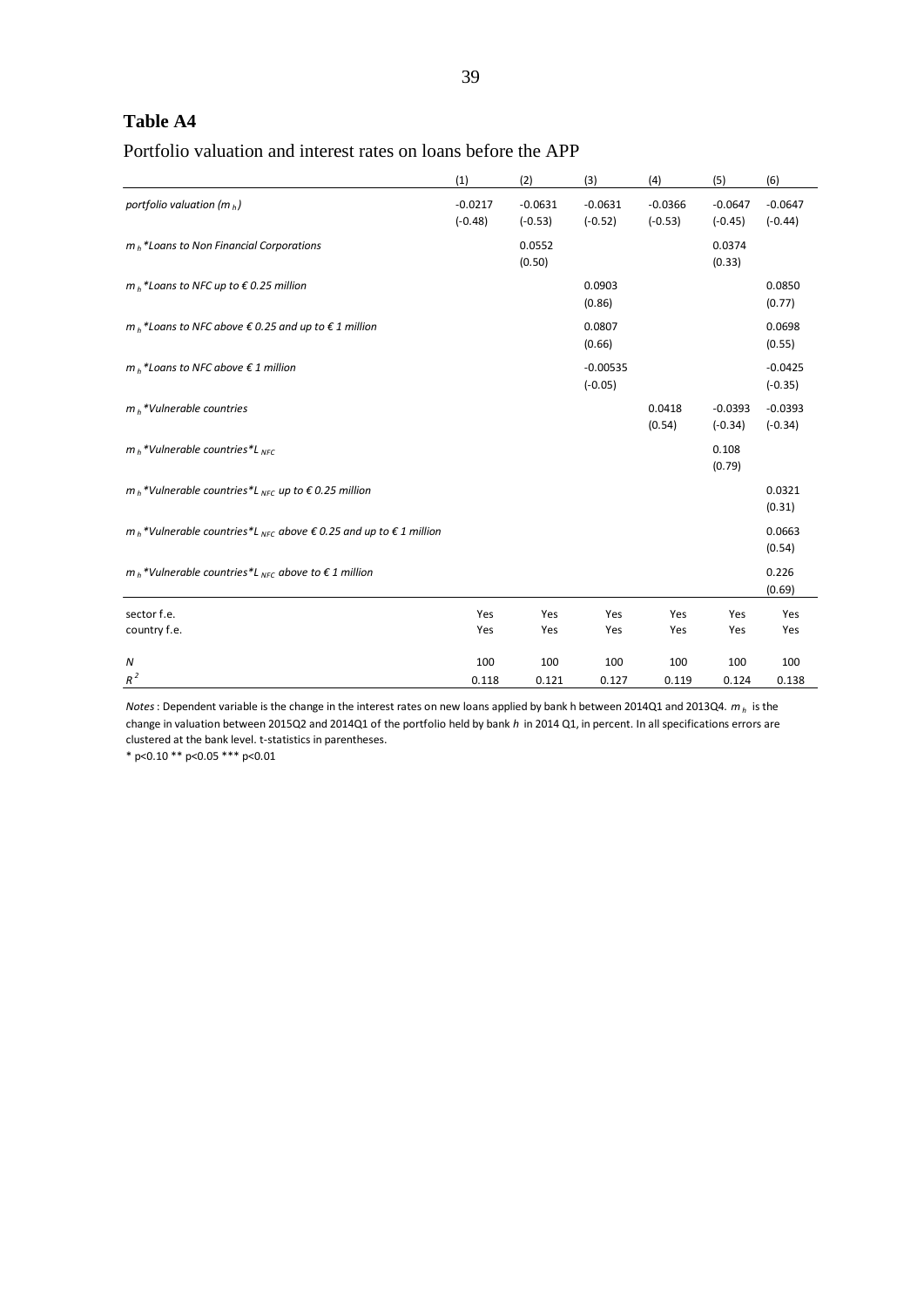## Table A4

Portfolio valuation and interest rates on loans before the APP

| | (1) | (2) | (3) | (4) | (5) | (6) |
|---|---|---|---|---|---|---|
| *portfolio valuation ($m_h$)* | -0.0217<br>(-0.48) | -0.0631<br>(-0.53) | -0.0631<br>(-0.52) | -0.0366<br>(-0.53) | -0.0647<br>(-0.45) | -0.0647<br>(-0.44) |
| *$m_h$\*Loans to Non Financial Corporations* | | 0.0552<br>(0.50) | | | 0.0374<br>(0.33) | |
| *$m_h$\*Loans to NFC up to € 0.25 million* | | | 0.0903<br>(0.86) | | | 0.0850<br>(0.77) |
| *$m_h$\*Loans to NFC above € 0.25 and up to € 1 million* | | | 0.0807<br>(0.66) | | | 0.0698<br>(0.55) |
| *$m_h$\*Loans to NFC above € 1 million* | | | -0.00535<br>(-0.05) | | | -0.0425<br>(-0.35) |
| *$m_h$\*Vulnerable countries* | | | | 0.0418<br>(0.54) | -0.0393<br>(-0.34) | -0.0393<br>(-0.34) |
| *$m_h$\*Vulnerable countries\*$L_{NFC}$* | | | | | 0.108<br>(0.79) | |
| *$m_h$\*Vulnerable countries\*$L_{NFC}$ up to € 0.25 million* | | | | | | 0.0321<br>(0.31) |
| *$m_h$\*Vulnerable countries\*$L_{NFC}$ above € 0.25 and up to € 1 million* | | | | | | 0.0663<br>(0.54) |
| *$m_h$\*Vulnerable countries\*$L_{NFC}$ above to € 1 million* | | | | | | 0.226<br>(0.69) |
| sector f.e. | Yes | Yes | Yes | Yes | Yes | Yes |
| country f.e. | Yes | Yes | Yes | Yes | Yes | Yes |
| *N* | 100 | 100 | 100 | 100 | 100 | 100 |
| $R^2$ | 0.118 | 0.121 | 0.127 | 0.119 | 0.124 | 0.138 |

*Notes*: Dependent variable is the change in the interest rates on new loans applied by bank h between 2014Q1 and 2013Q4. $m_h$ is the change in valuation between 2015Q2 and 2014Q1 of the portfolio held by bank *h* in 2014 Q1, in percent. In all specifications errors are clustered at the bank level. t-statistics in parentheses.

\* $p<0.10$ \*\* $p<0.05$ \*\*\* $p<0.01$